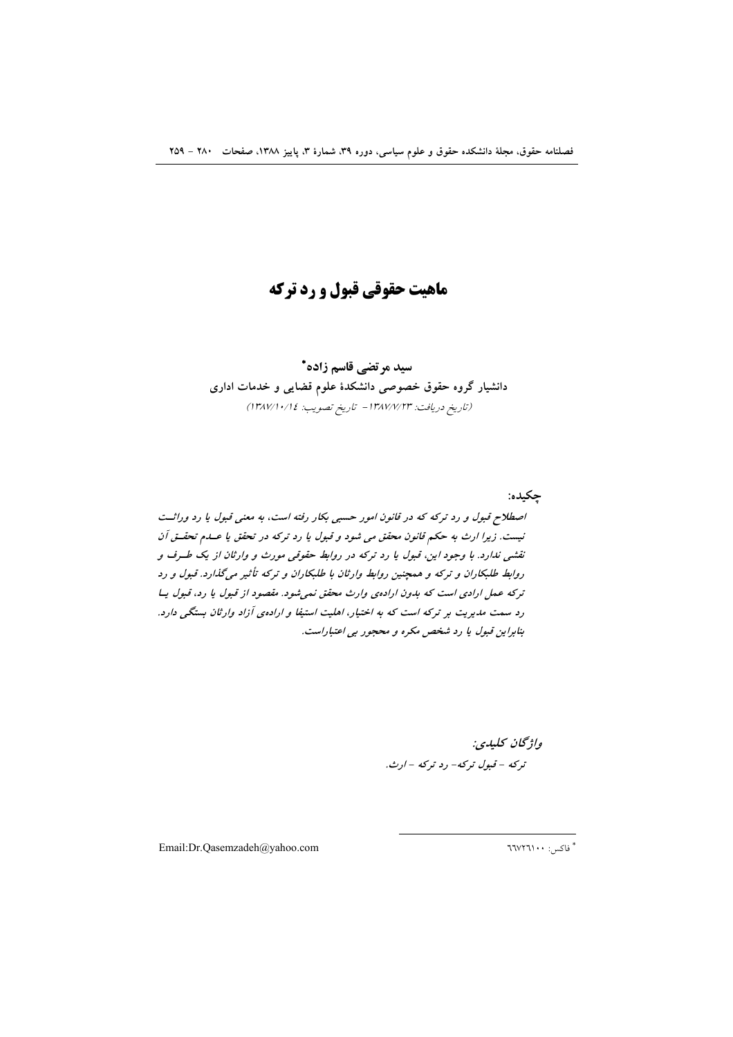# ماهیت حقوقی قبول و رد ترکه

**سید مرتضی قاسم زاده***

**دانشیار گروه حقوق خصوصی دانشکدهٔ علوم قضایی و خدمات اداری**

*(تاریخ دریافت: ۱۳۸۷/۷/۲۳ - تاریخ تصویب: ۱۳۸۷/۱۰/۱٤)*

**چکیده:**

*اصطلاح قبول و رد ترکه که در قانون امور حسبی بکار رفته است، به معنی قبول یا رد وراثت نیست. زیرا ارث به حکم قانون محقق می شود و قبول یا رد ترکه در تحقق یا عدم تحقق آن نقشی ندارد. با وجود این، قبول یا رد ترکه در روابط حقوقی مورث و وارثان از یک طرف و روابط طلبکاران و ترکه و همچنین روابط وارثان با طلبکاران و ترکه تأثیر می‌گذارد. قبول و رد ترکه عمل ارادی است که بدون اراده‌ی وارث محقق نمی‌شود. مقصود از قبول یا رد، قبول یا رد سمت مدیریت بر ترکه است که به اختیار، اهلیت استیفا و اراده‌ی آزاد وارثان بستگی دارد. بنابراین قبول یا رد شخص مکره و محجور بی اعتباراست.*

***واژگان کلیدی:***

*ترکه - قبول ترکه- رد ترکه - ارث.*

Email:Dr.Qasemzadeh@yahoo.com

* فاکس: ٦٦٧٢٦١٠٠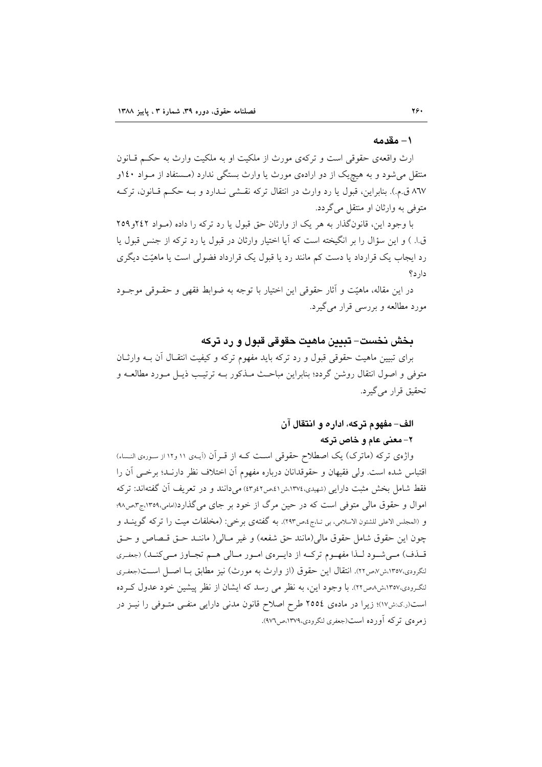## ۱- مقدمه

ارث واقعه‌ی حقوقی است و ترکه‌ی مورث از ملکیت او به ملکیت وارث به حکم قانون منتقل می‌شود و به هیچ‌یک از دو اراده‌ی مورث یا وارث بستگی ندارد (مستفاد از مواد ۱۴۰و ۸۶۷ ق.م.). بنابراین، قبول یا رد وارث در انتقال ترکه نقشی ندارد و به حکم قانون، ترکه متوفی به وارثان او منتقل می‌گردد.

با وجود این، قانونگذار به هر یک از وارثان حق قبول یا رد ترکه را داده (مواد ۲۴۲و۲۵۹ ق.ا. ) و این سؤال را بر انگیخته است که آیا اختیار وارثان در قبول یا رد ترکه از جنس قبول یا رد ایجاب یک قرارداد یا دست کم مانند رد یا قبول یک قرارداد فضولی است یا ماهیّت دیگری دارد؟

در این مقاله، ماهیّت و آثار حقوقی این اختیار با توجه به ضوابط فقهی و حقوقی موجود مورد مطالعه و بررسی قرار می‌گیرد.

## بخش نخست- تبیین ماهیت حقوقی قبول و رد ترکه

برای تبیین ماهیت حقوقی قبول و رد ترکه باید مفهوم ترکه و کیفیت انتقال آن به وارثان متوفی و اصول انتقال روشن گردد؛ بنابراین مباحث مذکور به ترتیب ذیل مورد مطالعه و تحقیق قرار می‌گیرد.

### الف- مفهوم ترکه، اداره و انتقال آن

#### ۲- معنی عام و خاص ترکه

واژه‌ی ترکه (ماترک) یک اصطلاح حقوقی است که از قرآن (آیه‌ی ۱۱ و۱۲ از سوره‌ی النساء) اقتباس شده است. ولی فقیهان و حقوقدانان درباره مفهوم آن اختلاف نظر دارند؛ برخی آن را فقط شامل بخش مثبت دارایی (شهیدی،۱۳۷٤،ش٤۱،ص٤۲و٤۳) می‌دانند و در تعریف آن گفته‌اند: ترکه اموال و حقوق مالی متوفی است که در حین مرگ از خود بر جای می‌گذارد(امامی،۱۳۵۹،ج۳،ص۹۸؛ و (المجلس الاعلی للشئون الاسلامی، بی تا،ج٤،ص۲۹۳). به گفته‌ی برخی: (مخلفات میت را ترکه گویند و چون این حقوق شامل حقوق مالی(مانند حق شفعه) و غیر مالی( مانند حق قصاص و حق قذف) می‌شود لذا مفهوم ترکه از دایره‌ی امور مالی هم تجاوز می‌کند) (جعفری لنگرودی،۱۳۵۷،ش۷،ص۲۲). انتقال این حقوق (از وارث به مورث) نیز مطابق با اصل است(جعفری لنگرودی،۱۳۵۷،ش۸،ص۲۲). با وجود این، به نظر می رسد که ایشان از نظر پیشین خود عدول کرده است(ر.ک:ش۱۷)؛ زیرا در ماده‌ی ۲۵۵٤ طرح اصلاح قانون مدنی دارایی منفی متوفی را نیز در زمره‌ی ترکه آورده است(جعفری لنگرودی،۱۳۷۹،ص۹۷٦).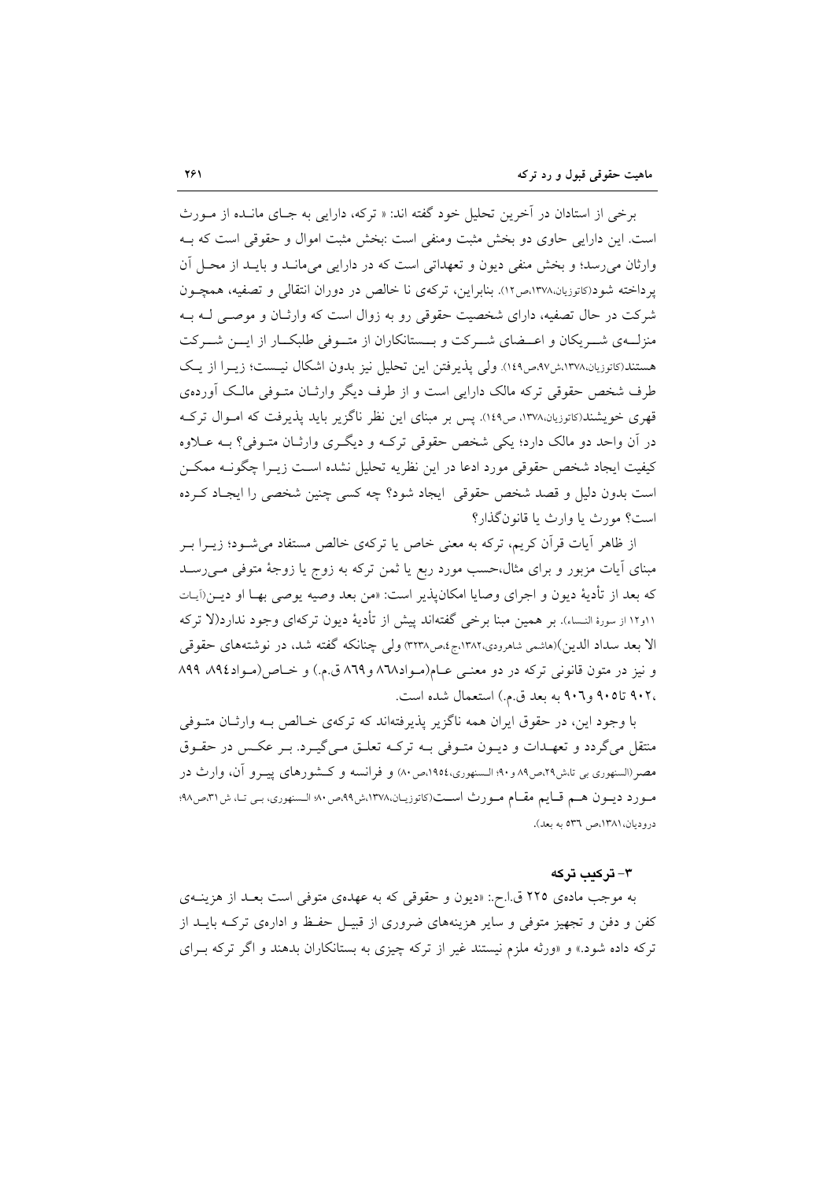برخی از استادان در آخرین تحلیل خود گفته اند: « ترکه، دارایی به جای مانده از مورث است. این دارایی حاوی دو بخش مثبت ومنفی است :بخش مثبت اموال و حقوقی است که به وارثان می‌رسد؛ و بخش منفی دیون و تعهداتی است که در دارایی می‌ماند و باید از محل آن پرداخته شود(کاتوزیان،۱۳۷۸،ص۱۲). بنابراین، ترکه‌ی نا خالص در دوران انتقالی و تصفیه، همچون شرکت در حال تصفیه، دارای شخصیت حقوقی رو به زوال است که وارثان و موصی له به منزله‌ی شریکان و اعضای شرکت و بستانکاران از متوفی طلبکار از این شرکت هستند(کاتوزیان،۱۳۷۸،ش۹۷،ص۱٤۹). ولی پذیرفتن این تحلیل نیز بدون اشکال نیست؛ زیرا از یک طرف شخص حقوقی ترکه مالک دارایی است و از طرف دیگر وارثان متوفی مالک آورده‌ی قهری خویشند(کاتوزیان،۱۳۷۸، ص۱٤۹). پس بر مبنای این نظر ناگزیر باید پذیرفت که اموال ترکه در آن واحد دو مالک دارد؛ یکی شخص حقوقی ترکه و دیگری وارثان متوفی؟ به علاوه کیفیت ایجاد شخص حقوقی مورد ادعا در این نظریه تحلیل نشده است زیرا چگونه ممکن است بدون دلیل و قصد شخص حقوقی ایجاد شود؟ چه کسی چنین شخصی را ایجاد کرده است؟ مورث یا وارث یا قانون‌گذار؟

از ظاهر آیات قرآن کریم، ترکه به معنی خاص یا ترکه‌ی خالص مستفاد می‌شود؛ زیرا بر مبنای آیات مزبور و برای مثال،حسب مورد ربع یا ثمن ترکه به زوج یا زوجهٔ متوفی می‌رسد که بعد از تأدیهٔ دیون و اجرای وصایا امکان‌پذیر است: «من بعد وصیه یوصی بها او دین(آیات ۱۱و۱۲ از سورهٔ النساء). بر همین مبنا برخی گفته‌اند پیش از تأدیهٔ دیون ترکه‌ای وجود ندارد(لا ترکه الا بعد سداد الدین)(هاشمی شاهرودی،۱۳۸۲،ج٤،ص۳۲۳۸) ولی چنانکه گفته شد، در نوشته‌های حقوقی و نیز در متون قانونی ترکه در دو معنی عام(مواد۸٦۸ و۸٦۹ ق.م.) و خاص(مواد۸۹٤، ۸۹۹، ۹۰۲، تا۹۰۵ و۹۰٦ به بعد ق.م.) استعمال شده است.

با وجود این، در حقوق ایران همه ناگزیر پذیرفته‌اند که ترکه‌ی خالص به وارثان متوفی منتقل می‌گردد و تعهدات و دیون متوفی به ترکه تعلق می‌گیرد. بر عکس در حقوق مصر(السنهوری بی تا،ش۲۹،ص۸۹ و۹۰؛ السنهوری،۱۹۵٤،ص۸۰) و فرانسه و کشورهای پیرو آن، وارث در مورد دیون هم قایم مقام مورث است(کاتوزیان،۱۳۷۸،ش۹۹،ص۸۰؛ السنهوری، بی تا، ش۳۱،ص۹۸؛ درودیان،۱۳۸۱،ص ۵۳٦ به بعد).

### ۳- ترکیب ترکه

به موجب ماده‌ی ۲۲۵ ق.ا.ح.: «دیون و حقوقی که به عهده‌ی متوفی است بعد از هزینه‌ی کفن و دفن و تجهیز متوفی و سایر هزینه‌های ضروری از قبیل حفظ و اداره‌ی ترکه باید از ترکه داده شود.» و «ورثه ملزم نیستند غیر از ترکه چیزی به بستانکاران بدهند و اگر ترکه برای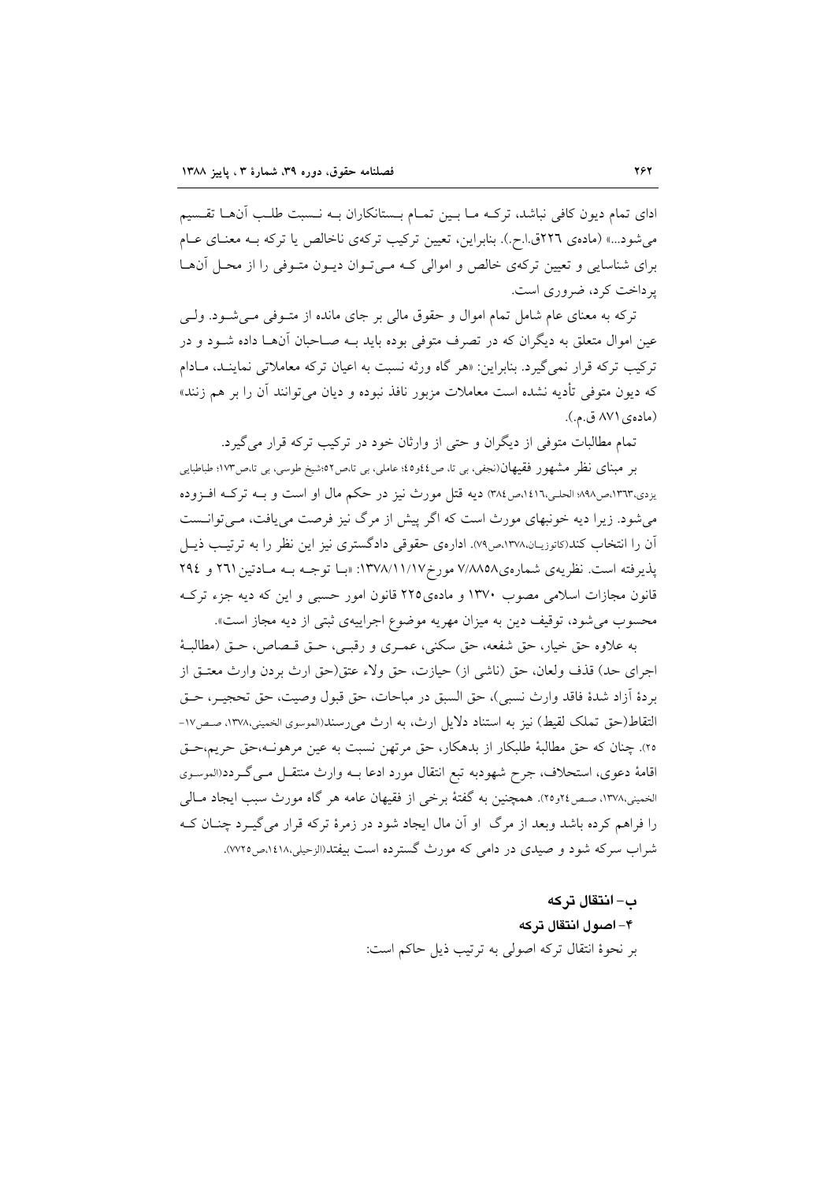ادای تمام دیون کافی نباشد، ترکه ما بین تمام بستانکاران به نسبت طلب آنها تقسیم می‌شود...» (ماده‌ی ٢٢٦ق.ا.ح.). بنابراین، تعیین ترکیب ترکه‌ی ناخالص یا ترکه به معنای عام برای شناسایی و تعیین ترکه‌ی خالص و اموالی که می‌توان دیون متوفی را از محل آنها پرداخت کرد، ضروری است.

ترکه به معنای عام شامل تمام اموال و حقوق مالی بر جای مانده از متوفی می‌شود. ولی عین اموال متعلق به دیگران که در تصرف متوفی بوده باید به صاحبان آنها داده شود و در ترکیب ترکه قرار نمی‌گیرد. بنابراین: «هر گاه ورثه نسبت به اعیان ترکه معاملاتی نمایند، مادام که دیون متوفی تأدیه نشده است معاملات مزبور نافذ نبوده و دیان می‌توانند آن را بر هم زنند» (ماده‌ی ٨٧١ ق.م.).

تمام مطالبات متوفی از دیگران و حتی از وارثان خود در ترکیب ترکه قرار می‌گیرد.

بر مبنای نظر مشهور فقیهان(نجفی، بی تا، ص٤٤و٤٥؛ عاملی، بی تا،ص٥٢؛شیخ طوسی، بی تا،ص١٧٣؛ طباطبایی یزدی،١٣٦٣،ص٨٩٨؛ الحلی،١٤١٦،ص٣٨٤) دیه قتل مورث نیز در حکم مال او است و به ترکه افزوده می‌شود. زیرا دیه خونبهای مورث است که اگر پیش از مرگ نیز فرصت می‌یافت، می‌توانست آن را انتخاب کند(کاتوزیان،١٣٧٨،ص٧٩). اداره‌ی حقوقی دادگستری نیز این نظر را به ترتیب ذیل پذیرفته است. نظریه‌ی شماره‌ی٧/٨٨٥٨ مورخ١٣٧٨/١١/١٧: «با توجه به مادتین ٢٦١ و ٢٩٤ قانون مجازات اسلامی مصوب ١٣٧٠ و ماده‌ی٢٢٥ قانون امور حسبی و این که دیه جزء ترکه محسوب می‌شود، توقیف دین به میزان مهریه موضوع اجراییه‌ی ثبتی از دیه مجاز است».

به علاوه حق خیار، حق شفعه، حق سکنی، عمری و رقبی، حق قصاص، حق (مطالبهٔ اجرای حد) قذف ولعان، حق (ناشی از) حیازت، حق ولاء عتق(حق ارث بردن وارث معتق از بردهٔ آزاد شدهٔ فاقد وارث نسبی)، حق السبق در مباحات، حق قبول وصیت، حق تحجیر، حق التقاط(حق تملک لقیط) نیز به استناد دلایل ارث، به ارث می‌رسند(الموسوی الخمینی،١٣٧٨، صص١٧-٢٥). چنان که حق مطالبهٔ طلبکار از بدهکار، حق مرتهن نسبت به عین مرهونه،حق حریم،حق اقامهٔ دعوی، استحلاف، جرح شهودبه تبع انتقال مورد ادعا به وارث منتقل می‌گردد(الموسوی الخمینی،١٣٧٨، صص٢٤و٢٥). همچنین به گفتهٔ برخی از فقیهان عامه هر گاه مورث سبب ایجاد مالی را فراهم کرده باشد وبعد از مرگ او آن مال ایجاد شود در زمرهٔ ترکه قرار می‌گیرد چنان که شراب سرکه شود و صیدی در دامی که مورث گسترده است بیفتد(الزحیلی،١٤١٨،ص٧٧٢٥).

## ب- انتقال ترکه

### ۴- اصول انتقال ترکه

بر نحوهٔ انتقال ترکه اصولی به ترتیب ذیل حاکم است: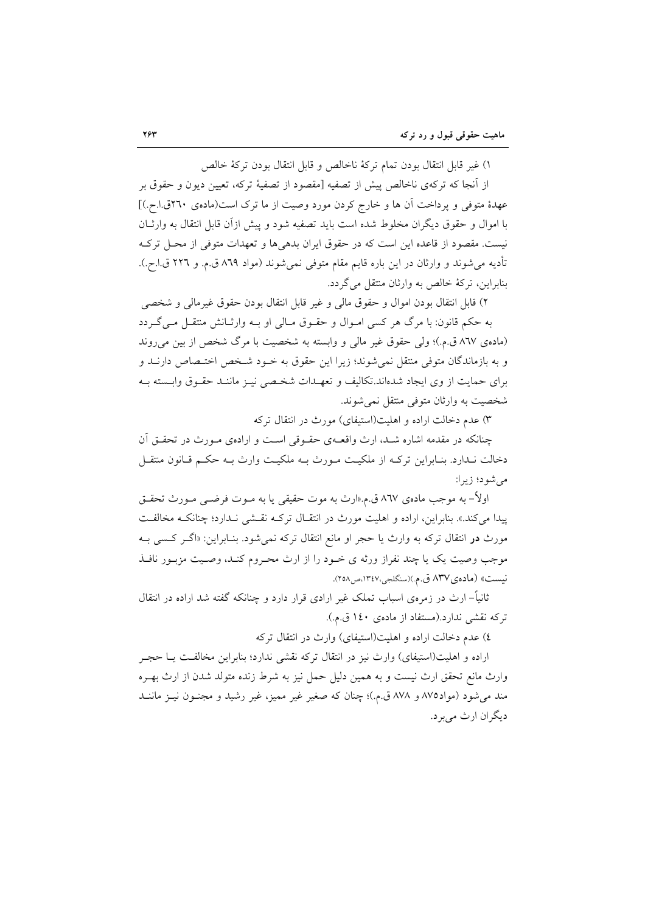۱) غیر قابل انتقال بودن تمام ترکهٔ ناخالص و قابل انتقال بودن ترکهٔ خالص

از آنجا که ترکه‌ی ناخالص پیش از تصفیه [مقصود از تصفیهٔ ترکه، تعیین دیون و حقوق بر عهدهٔ متوفی و پرداخت آن ها و خارج کردن مورد وصیت از ما ترک است(ماده‌ی ۲۶۰ق.ا.ح.)] با اموال و حقوق دیگران مخلوط شده است باید تصفیه شود و پیش ازآن قابل انتقال به وارثـان نیست. مقصود از قاعده این است که در حقوق ایران بدهی‌ها و تعهدات متوفی از محـل ترکـه تأدیه می‌شوند و وارثان در این باره قایم مقام متوفی نمی‌شوند (مواد ۸۶۹ ق.م. و ۲۲۶ ق.ا.ح.). بنابراین، ترکهٔ خالص به وارثان منتقل می‌گردد.

۲) قابل انتقال بودن اموال و حقوق مالی و غیر قابل انتقال بودن حقوق غیرمالی و شخصی

به حکم قانون: با مرگ هر کسی امـوال و حقـوق مـالی او بـه وارثـانش منتقـل مـی‌گـردد (ماده‌ی ۸۶۷ ق.م.)؛ ولی حقوق غیر مالی و وابسته به شخصیت با مرگ شخص از بین می‌روند و به بازماندگان متوفی منتقل نمی‌شوند؛ زیرا این حقوق به خـود شـخص اختـصاص دارنـد و برای حمایت از وی ایجاد شده‌اند.تکالیف و تعهـدات شخـصی نیـز ماننـد حقـوق وابـسته بـه شخصیت به وارثان متوفی منتقل نمی‌شوند.

۳) عدم دخالت اراده و اهلیت(استیفای) مورث در انتقال ترکه

چنانکه در مقدمه اشاره شـد، ارث واقعـه‌ی حقـوقی اسـت و اراده‌ی مـورث در تحقـق آن دخالت نـدارد. بنـابراین ترکـه از ملکیـت مـورث بـه ملکیـت وارث بـه حکـم قـانون منتقـل می‌شود؛ زیرا:

اولاً- به موجب ماده‌ی ۸۶۷ ق.م.«ارث به موت حقیقی یا به مـوت فرضـی مـورث تحقـق پیدا می‌کند.». بنابراین، اراده و اهلیت مورث در انتقـال ترکـه نقـشی نـدارد؛ چنانکـه مخالفـت مورث **در** انتقال ترکه به وارث یا حجر او مانع انتقال ترکه نمی‌شود. بنـابراین: «اگـر کـسی بـه موجب وصیت یک یا چند نفراز ورثه ی خـود را از ارث محـروم کنـد، وصـیت مزبـور نافـذ نیست» (ماده‌ی۸۳۷ ق.م.)(سنگلجی،۱۳۴۷،ص۲۵۸).

ثانیاً- ارث در زمره‌ی اسباب تملک غیر ارادی قرار دارد و چنانکه گفته شد اراده در انتقال ترکه نقشی ندارد.(مستفاد از ماده‌ی ۱۴۰ ق.م.).

۴) عدم دخالت اراده و اهلیت(استیفای) وارث در انتقال ترکه

اراده و اهلیت(استیفای) وارث نیز در انتقال ترکه نقشی ندارد؛ بنابراین مخالفـت یـا حجـر وارث مانع تحقق ارث نیست و به همین دلیل حمل نیز به شرط زنده متولد شدن از ارث بهـره مند می‌شود (مواد۸۷۵ و ۸۷۸ ق.م.)؛ چنان که صغیر غیر ممیز، غیر رشید و مجنـون نیـز ماننـد دیگران ارث می‌برد.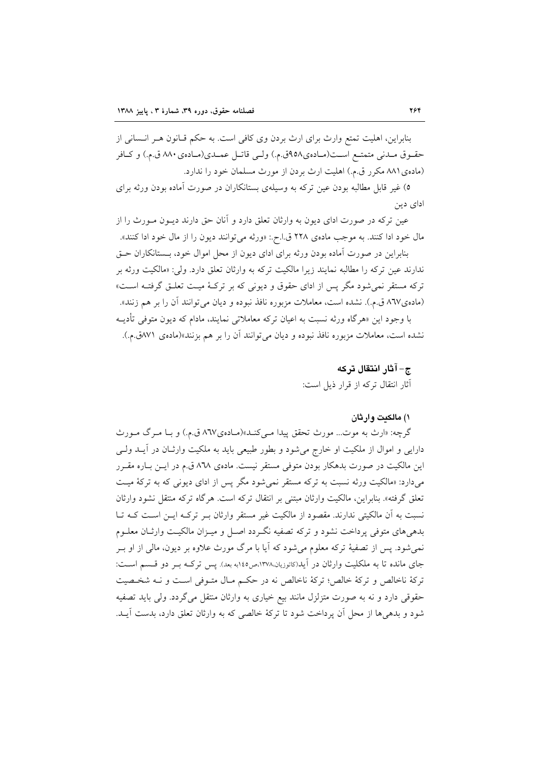بنابراین، اهلیت تمتع وارث برای ارث بردن وی کافی است. به حکم قانون هر انسانی از حقوق مدنی متمتع است(مادهی۹۵۸ق.م.) ولی قاتل عمدی(مادهی ۸۸۰ ق.م.) و کافر (مادهی۸۸۱ مکرر ق.م.) اهلیت ارث بردن از مورث مسلمان خود را ندارد.

۵) غیر قابل مطالبه بودن عین ترکه به وسیلهی بستانکاران در صورت آماده بودن ورثه برای ادای دین

عین ترکه در صورت ادای دیون به وارثان تعلق دارد و آنان حق دارند دیون مورث را از مال خود ادا کنند. به موجب مادهی ۲۲۸ ق.ا.ح.: «ورثه می‌توانند دیون را از مال خود ادا کنند».

بنابراین در صورت آماده بودن ورثه برای ادای دیون از محل اموال خود، بستانکاران حق ندارند عین ترکه را مطالبه نمایند زیرا مالکیت ترکه به وارثان تعلق دارد. ولی: «مالکیت ورثه بر ترکه مستقر نمی‌شود مگر پس از ادای حقوق و دیونی که بر ترکهٔ میت تعلق گرفته است» (مادهی۸٦۷ ق.م.). نشده است، معاملات مزبوره نافذ نبوده و دیان می‌توانند آن را بر هم زنند».

با وجود این «هرگاه ورثه نسبت به اعیان ترکه معاملاتی نمایند، مادام که دیون متوفی تأدیه نشده است، معاملات مزبوره نافذ نبوده و دیان می‌توانند آن را بر هم بزنند»(مادهی ۸۷۱ق.م.).

### ج- آثار انتقال ترکه

آثار انتقال ترکه از قرار ذیل است:

#### ۱) مالکیت وارثان

گرچه: «ارث به موت... مورث تحقق پیدا می‌کند»(مادهی۸٦۷ ق.م.) و با مرگ مورث دارایی و اموال از ملکیت او خارج می‌شود و بطور طبیعی باید به ملکیت وارثان در آید ولی این مالکیت در صورت بدهکار بودن متوفی مستقر نیست. مادهی ۸٦۸ ق.م در این باره مقرر می‌دارد: «مالکیت ورثه نسبت به ترکه مستقر نمی‌شود مگر پس از ادای دیونی که به ترکهٔ میت تعلق گرفته». بنابراین، مالکیت وارثان مبتنی بر انتقال ترکه است. هرگاه ترکه منتقل نشود وارثان نسبت به آن مالکیتی ندارند. مقصود از مالکیت غیر مستقر وارثان بر ترکه این است که تا بدهی‌های متوفی پرداخت نشود و ترکه تصفیه نگردد اصل و میزان مالکیت وارثان معلوم نمی‌شود. پس از تصفیهٔ ترکه معلوم می‌شود که آیا با مرگ مورث علاوه بر دیون، مالی از او بر جای مانده تا به ملکیت وارثان در آید(کاتوزیان،۱۳۷۸،ص۱٤٥به بعد). پس ترکه بر دو قسم است: ترکهٔ ناخالص و ترکهٔ خالص؛ ترکهٔ ناخالص نه در حکم مال متوفی است و نه شخصیت حقوقی دارد و نه به صورت متزلزل مانند بیع خیاری به وارثان منتقل می‌گردد. ولی باید تصفیه شود و بدهی‌ها از محل آن پرداخت شود تا ترکهٔ خالصی که به وارثان تعلق دارد، بدست آید.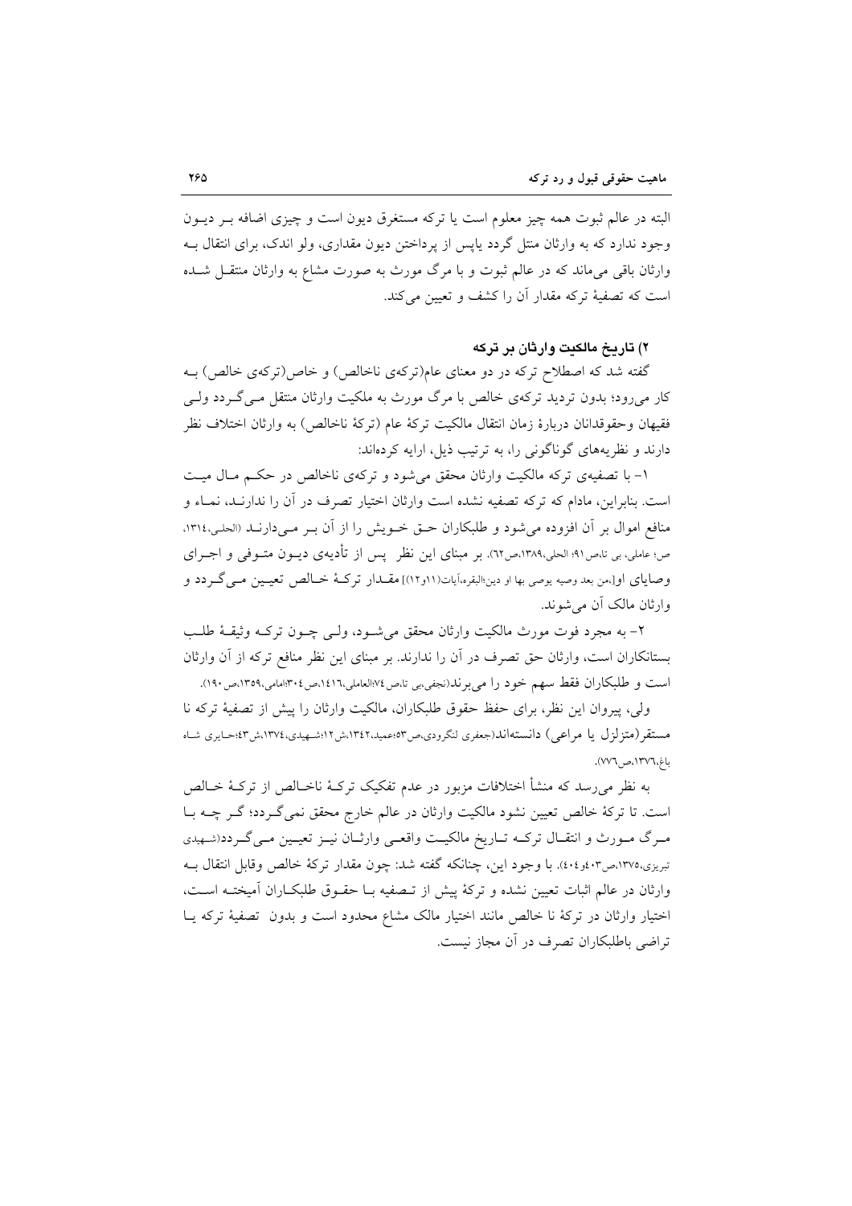البته در عالم ثبوت همه چیز معلوم است یا ترکه مستغرق دیون است و چیزی اضافه بـر دیـون وجود ندارد که به وارثان منتل گردد یاپس از پرداختن دیون مقداری، ولو اندک، برای انتقال بـه وارثان باقی می‌ماند که در عالم ثبوت و با مرگ مورث به صورت مشاع به وارثان منتقـل شـده است که تصفیهٔ ترکه مقدار آن را کشف و تعیین می‌کند.

### ۲) تاریخ مالکیت وارثان بر ترکه

گفته شد که اصطلاح ترکه در دو معنای عام(ترکه‌ی ناخالص) و خاص(ترکه‌ی خالص) بـه کار می‌رود؛ بدون تردید ترکه‌ی خالص با مرگ مورث به ملکیت وارثان منتقل مـی‌گـردد ولـی فقیهان وحقوقدانان دربارهٔ زمان انتقال مالکیت ترکهٔ عام (ترکهٔ ناخالص) به وارثان اختلاف نظر دارند و نظریه‌های گوناگونی را، به ترتیب ذیل، ارایه کرده‌اند:

۱- با تصفیه‌ی ترکه مالکیت وارثان محقق می‌شود و ترکه‌ی ناخالص در حکـم مـال میـت است. بنابراین، مادام که ترکه تصفیه نشده است وارثان اختیار تصرف در آن را ندارنـد، نمـاء و منافع اموال بر آن افزوده می‌شود و طلبکاران حـق خـویش را از آن بـر مـی‌دارنـد (الحلی،۱۳۱٤، ص؛ عاملی، بی تا،ص۹۱؛ الحلی،۱۳۸۹،ص٦۲). بر مبنای این نظر پس از تأدیه‌ی دیـون متـوفی و اجـرای وصایای او[،من بعد وصیه یوصی بها او دین؛البقره،آیات(۱۱و۱۲)] مقـدار ترکـهٔ خـالص تعیـین مـی‌گـردد و وارثان مالک آن می‌شوند.

۲- به مجرد فوت مورث مالکیت وارثان محقق می‌شـود، ولـی چـون ترکـه وثیقـهٔ طلـب بستانکاران است، وارثان حق تصرف در آن را ندارند. بر مبنای این نظر منافع ترکه از آن وارثان است و طلبکاران فقط سهم خود را می‌برند(نجفی،بی تا،ص۷٤؛العاملی،۱٤۱٦،ص۳۰٤؛امامی،۱۳۵۹،ص۱۹۰).

ولی، پیروان این نظر، برای حفظ حقوق طلبکاران، مالکیت وارثان را پیش از تصفیهٔ ترکه نا مستقر(متزلزل یا مراعی) دانسته‌اند(جعفری لنگرودی،ص۵۳؛عمید،۱۳٤۲،ش۱۲؛شـهیدی،۱۳۷٤،ش٤۳؛حـایری شـاه باغ،۱۳۷٦،ص۷۷٦).

به نظر می‌رسد که منشأ اختلافات مزبور در عدم تفکیک ترکـهٔ ناخـالص از ترکـهٔ خـالص است. تا ترکهٔ خالص تعیین نشود مالکیت وارثان در عالم خارج محقق نمی‌گـردد؛ گـر چـه بـا مـرگ مـورث و انتقـال ترکـه تـاریخ مالکیـت واقعـی وارثـان نیـز تعیـین مـی‌گـردد(شـهیدی تبریزی،۱۳۷۵،ص٤۰۳و٤۰٤). با وجود این، چنانکه گفته شد: چون مقدار ترکهٔ خالص وقابل انتقال بـه وارثان در عالم اثبات تعیین نشده و ترکهٔ پیش از تـصفیه بـا حقـوق طلبکـاران آمیختـه اسـت، اختیار وارثان در ترکهٔ نا خالص مانند اختیار مالک مشاع محدود است و بدون تصفیهٔ ترکه یـا تراضی باطلبکاران تصرف در آن مجاز نیست.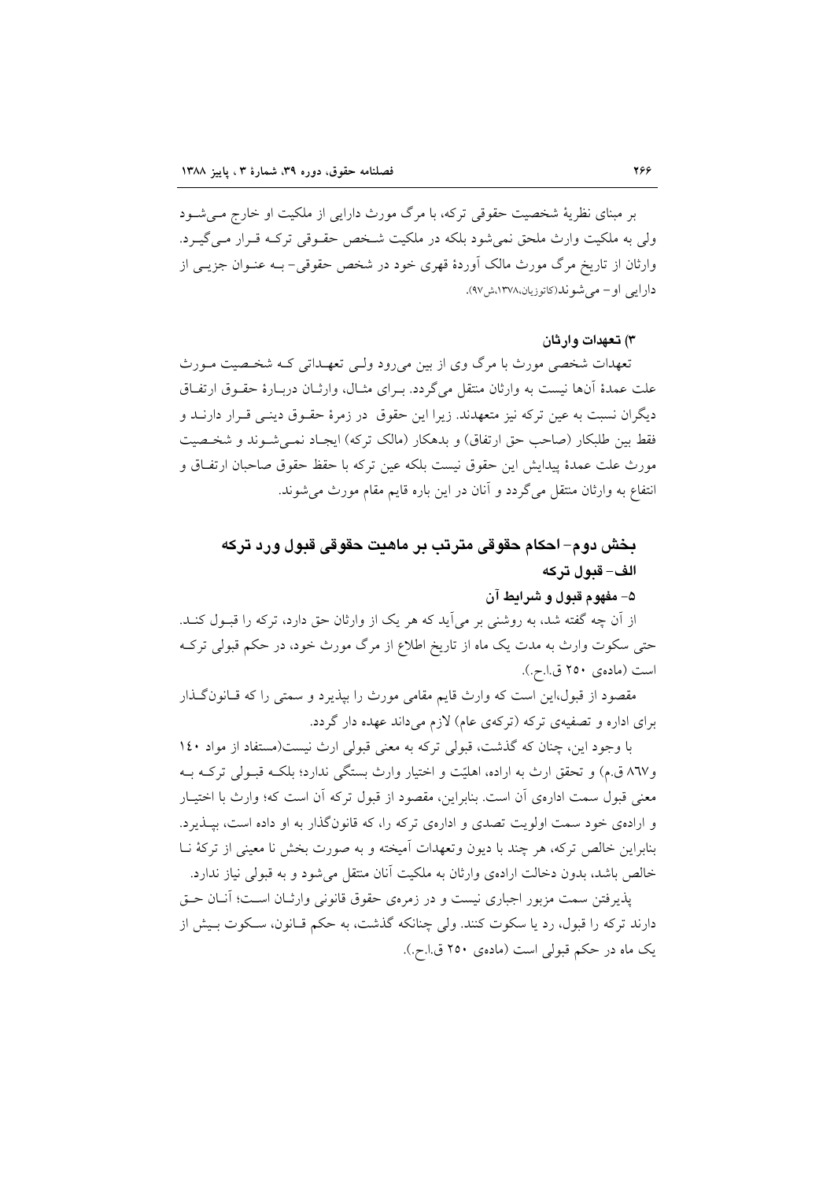بر مبنای نظریهٔ شخصیت حقوقی ترکه، با مرگ مورث دارایی از ملکیت او خارج مـی‌شـود ولی به ملکیت وارث ملحق نمی‌شود بلکه در ملکیت شـخص حقـوقی ترکـه قـرار مـی‌گیـرد. وارثان از تاریخ مرگ مورث مالک آوردهٔ قهری خود در شخص حقوقی- بـه عنـوان جزیـی از دارایی او- می‌شوند(کاتوزیان،۱۳۷۸،ش۹۷).

#### ۳) تعهدات وارثان

تعهدات شخصی مورث با مرگ وی از بین می‌رود ولـی تعهـداتی کـه شخـصیت مـورث علت عمدهٔ آن‌ها نیست به وارثان منتقل می‌گردد. بـرای مثـال، وارثـان دربـارهٔ حقـوق ارتفـاق دیگران نسبت به عین ترکه نیز متعهدند. زیرا این حقوق در زمرهٔ حقـوق دینـی قـرار دارنـد و فقط بین طلبکار (صاحب حق ارتفاق) و بدهکار (مالک ترکه) ایجـاد نمـی‌شـوند و شخـصیت مورث علت عمدهٔ پیدایش این حقوق نیست بلکه عین ترکه با حفظ حقوق صاحبان ارتفـاق و انتفاع به وارثان منتقل می‌گردد و آنان در این باره قایم مقام مورث می‌شوند.

## بخش دوم- احکام حقوقی مترتب بر ماهیت حقوقی قبول ورد ترکه

### الف- قبول ترکه

#### ۵- مفهوم قبول و شرایط آن

از آن چه گفته شد، به روشنی بر می‌آید که هر یک از وارثان حق دارد، ترکه را قبـول کنـد. حتی سکوت وارث به مدت یک ماه از تاریخ اطلاع از مرگ مورث خود، در حکم قبولی ترکـه است (ماده‌ی ۲۵۰ ق.ا.ح.).

مقصود از قبول،این است که وارث قایم مقامی مورث را بپذیرد و سمتی را که قـانون‌گـذار برای اداره و تصفیه‌ی ترکه (ترکه‌ی عام) لازم می‌داند عهده دار گردد.

با وجود این، چنان که گذشت، قبولی ترکه به معنی قبولی ارث نیست(مستفاد از مواد ۱٤۰ و٨٦٧ ق.م) و تحقق ارث به اراده، اهلیّت و اختیار وارث بستگی ندارد؛ بلکـه قبـولی ترکـه بـه معنی قبول سمت اداره‌ی آن است. بنابراین، مقصود از قبول ترکه آن است که؛ وارث با اختیـار و اراده‌ی خود سمت اولویت تصدی و اداره‌ی ترکه را، که قانون‌گذار به او داده است، بپـذیرد. بنابراین خالص ترکه، هر چند با دیون وتعهدات آمیخته و به صورت بخش نا معینی از ترکهٔ نـا خالص باشد، بدون دخالت اراده‌ی وارثان به ملکیت آنان منتقل می‌شود و به قبولی نیاز ندارد.

پذیرفتن سمت مزبور اجباری نیست و در زمره‌ی حقوق قانونی وارثـان اسـت؛ آنـان حـق دارند ترکه را قبول، رد یا سکوت کنند. ولی چنانکه گذشت، به حکم قـانون، سـکوت بـیش از یک ماه در حکم قبولی است (ماده‌ی ۲۵۰ ق.ا.ح.).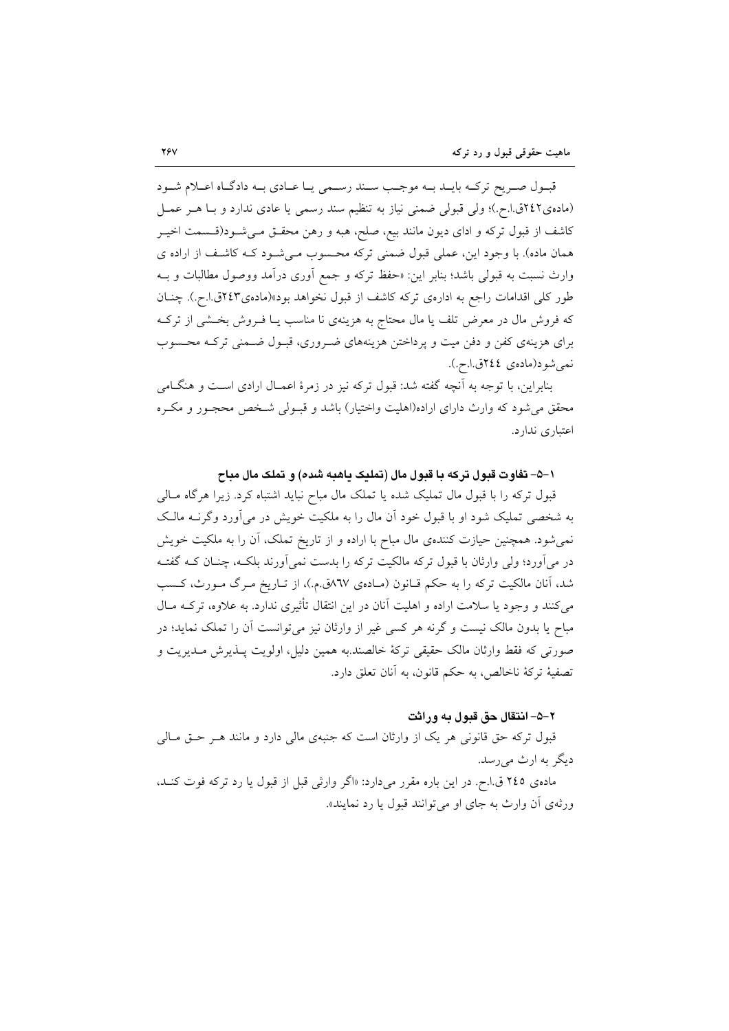قبـول صـریح ترکـه بایـد بـه موجـب سـند رسـمی یـا عـادی بـه دادگـاه اعـلام شـود (ماده‌ی۲۴۲ق.ا.ح.)؛ ولی قبولی ضمنی نیاز به تنظیم سند رسمی یا عادی ندارد و بـا هـر عمـل کاشف از قبول ترکه و ادای دیون مانند بیع، صلح، هبه و رهن محقـق مـی‌شـود(قسـمت اخیـر همان ماده). با وجود این، عملی قبول ضمنی ترکه محسـوب مـی‌شـود کـه کاشـف از اراده ی وارث نسبت به قبولی باشد؛ بنابر این: «حفظ ترکه و جمع آوری درآمد ووصول مطالبات و بـه طور کلی اقدامات راجع به اداره‌ی ترکه کاشف از قبول نخواهد بود»(ماده‌ی۲۴۳ق.ا.ح.). چنـان که فروش مال در معرض تلف یا مال محتاج به هزینه‌ی نا مناسب یـا فـروش بخـشی از ترکـه برای هزینه‌ی کفن و دفن میت و پرداختن هزینه‌های ضـروری، قبـول ضـمنی ترکـه محسـوب نمی‌شود(ماده‌ی ۲۴۴ق.ا.ح.).

بنابراین، با توجه به آنچه گفته شد: قبول ترکه نیز در زمرهٔ اعمـال ارادی اسـت و هنگـامی محقق می‌شود که وارث دارای اراده(اهلیت واختیار) باشد و قبـولی شـخص محجـور و مکـره اعتباری ندارد.

### ۱-۵- تفاوت قبول ترکه با قبول مال (تملیک یاهبه شده) و تملک مال مباح

قبول ترکه را با قبول مال تملیک شده یا تملک مال مباح نباید اشتباه کرد. زیرا هرگاه مـالی به شخصی تملیک شود او با قبول خود آن مال را به ملکیت خویش در می‌آورد وگرنـه مالـک نمی‌شود. همچنین حیازت کننده‌ی مال مباح با اراده و از تاریخ تملک، آن را به ملکیت خویش در می‌آورد؛ ولی وارثان با قبول ترکه مالکیت ترکه را بدست نمی‌آورند بلکـه، چنـان کـه گفتـه شد، آنان مالکیت ترکه را به حکم قـانون (مـاده‌ی ۸۶۷ق.م.)، از تـاریخ مـرگ مـورث، کسـب می‌کنند و وجود یا سلامت اراده و اهلیت آنان در این انتقال تأثیری ندارد. به علاوه، ترکـه مـال مباح یا بدون مالک نیست و گرنه هر کسی غیر از وارثان نیز می‌توانست آن را تملک نماید؛ در صورتی که فقط وارثان مالک حقیقی ترکهٔ خالصند.به همین دلیل، اولویت پـذیرش مـدیریت و تصفیهٔ ترکهٔ ناخالص، به حکم قانون، به آنان تعلق دارد.

### ۲-۵- انتقال حق قبول به وراثت

قبول ترکه حق قانونی هر یک از وارثان است که جنبه‌ی مالی دارد و مانند هـر حـق مـالی دیگر به ارث می‌رسد.

ماده‌ی ۲۴۵ ق.ا.ح. در این باره مقرر می‌دارد: «اگر وارثی قبل از قبول یا رد ترکه فوت کنـد، ورثه‌ی آن وارث به جای او می‌توانند قبول یا رد نمایند».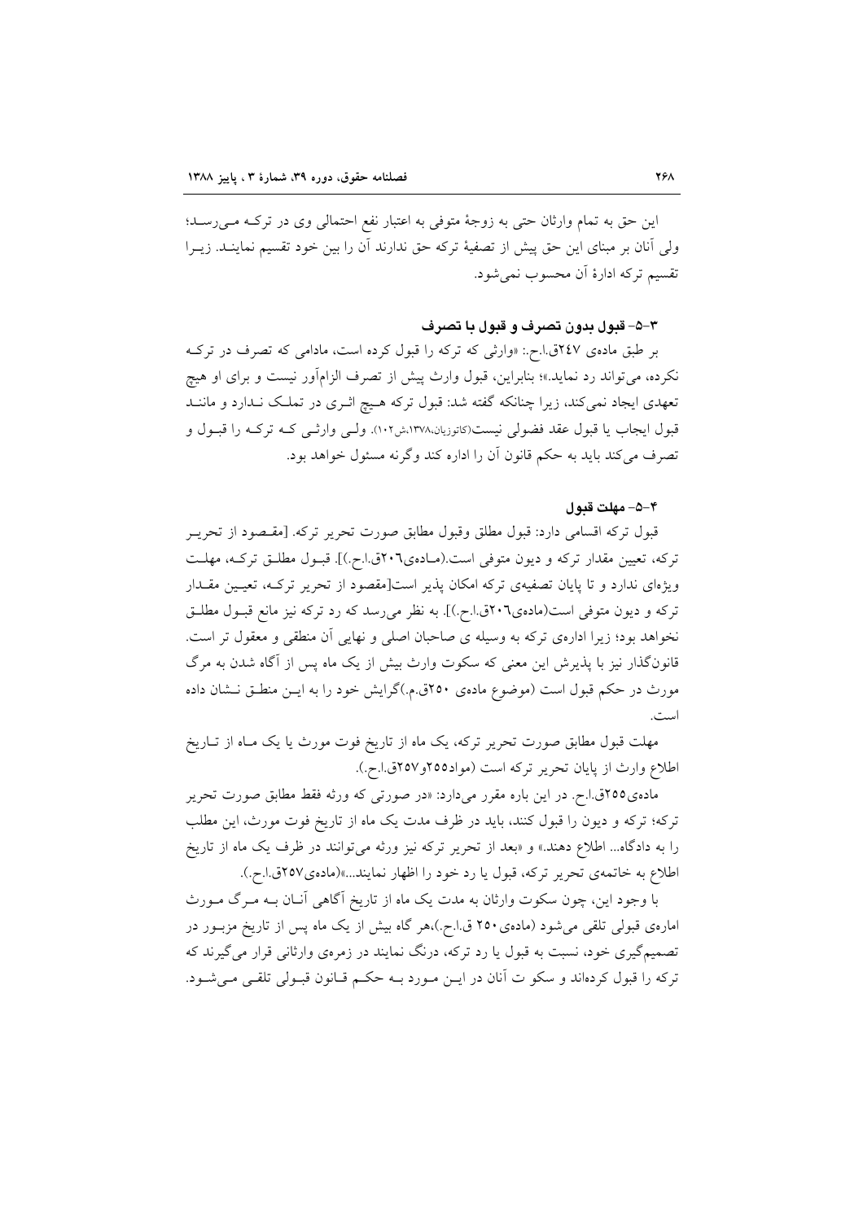این حق به تمام وارثان حتی به زوجهٔ متوفی به اعتبار نفع احتمالی وی در ترکه می‌رسد؛ ولی آنان بر مبنای این حق پیش از تصفیهٔ ترکه حق ندارند آن را بین خود تقسیم نمایند. زیرا تقسیم ترکه ادارهٔ آن محسوب نمی‌شود.

#### ۳-۵- قبول بدون تصرف و قبول با تصرف

بر طبق مادهٔ ۲٤۷ق.ا.ح.: «وارثی که ترکه را قبول کرده است، مادامی که تصرف در ترکه نکرده، می‌تواند رد نماید.»؛ بنابراین، قبول وارث پیش از تصرف الزام‌آور نیست و برای او هیچ تعهدی ایجاد نمی‌کند، زیرا چنانکه گفته شد: قبول ترکه هیچ اثری در تملک ندارد و مانند قبول ایجاب یا قبول عقد فضولی نیست(کاتوزیان،۱۳۷۸،ش۱۰۲). ولی وارثی که ترکه را قبول و تصرف می‌کند باید به حکم قانون آن را اداره کند وگرنه مسئول خواهد بود.

#### ۴-۵- مهلت قبول

قبول ترکه اقسامی دارد: قبول مطلق وقبول مطابق صورت تحریر ترکه. [مقصود از تحریر ترکه، تعیین مقدار ترکه و دیون متوفی است.(مادهٔ۲۰٦ق.ا.ح.)]. قبول مطلق ترکه، مهلت ویژه‌ای ندارد و تا پایان تصفیه‌ی ترکه امکان پذیر است[مقصود از تحریر ترکه، تعیین مقدار ترکه و دیون متوفی است(مادهٔ۲۰٦ق.ا.ح.)]. به نظر می‌رسد که رد ترکه نیز مانع قبول مطلق نخواهد بود؛ زیرا اداره‌ی ترکه به وسیله ی صاحبان اصلی و نهایی آن منطقی و معقول تر است. قانون‌گذار نیز با پذیرش این معنی که سکوت وارث بیش از یک ماه پس از آگاه شدن به مرگ مورث در حکم قبول است (موضوع مادهٔ ۲۵۰ق.م.)گرایش خود را به این منطق نشان داده است.

مهلت قبول مطابق صورت تحریر ترکه، یک ماه از تاریخ فوت مورث یا یک ماه از تاریخ اطلاع وارث از پایان تحریر ترکه است (مواد۲۵۵و۲۵۷ق.ا.ح.).

مادهٔ۲۵۵ق.ا.ح. در این باره مقرر می‌دارد: «در صورتی که ورثه فقط مطابق صورت تحریر ترکه؛ ترکه و دیون را قبول کنند، باید در ظرف مدت یک ماه از تاریخ فوت مورث، این مطلب را به دادگاه... اطلاع دهند.» و «بعد از تحریر ترکه نیز ورثه می‌توانند در ظرف یک ماه از تاریخ اطلاع به خاتمه‌ی تحریر ترکه، قبول یا رد خود را اظهار نمایند...»(مادهٔ۲۵۷ق.ا.ح.).

با وجود این، چون سکوت وارثان به مدت یک ماه از تاریخ آگاهی آنان به مرگ مورث امارهٔ قبولی تلقی می‌شود (مادهٔ ۲۵۰ ق.ا.ح.)،هر گاه بیش از یک ماه پس از تاریخ مزبور در تصمیم‌گیری خود، نسبت به قبول یا رد ترکه، درنگ نمایند در زمرهٔ وارثانی قرار می‌گیرند که ترکه را قبول کرده‌اند و سکو ت آنان در این مورد به حکم قانون قبولی تلقی می‌شود.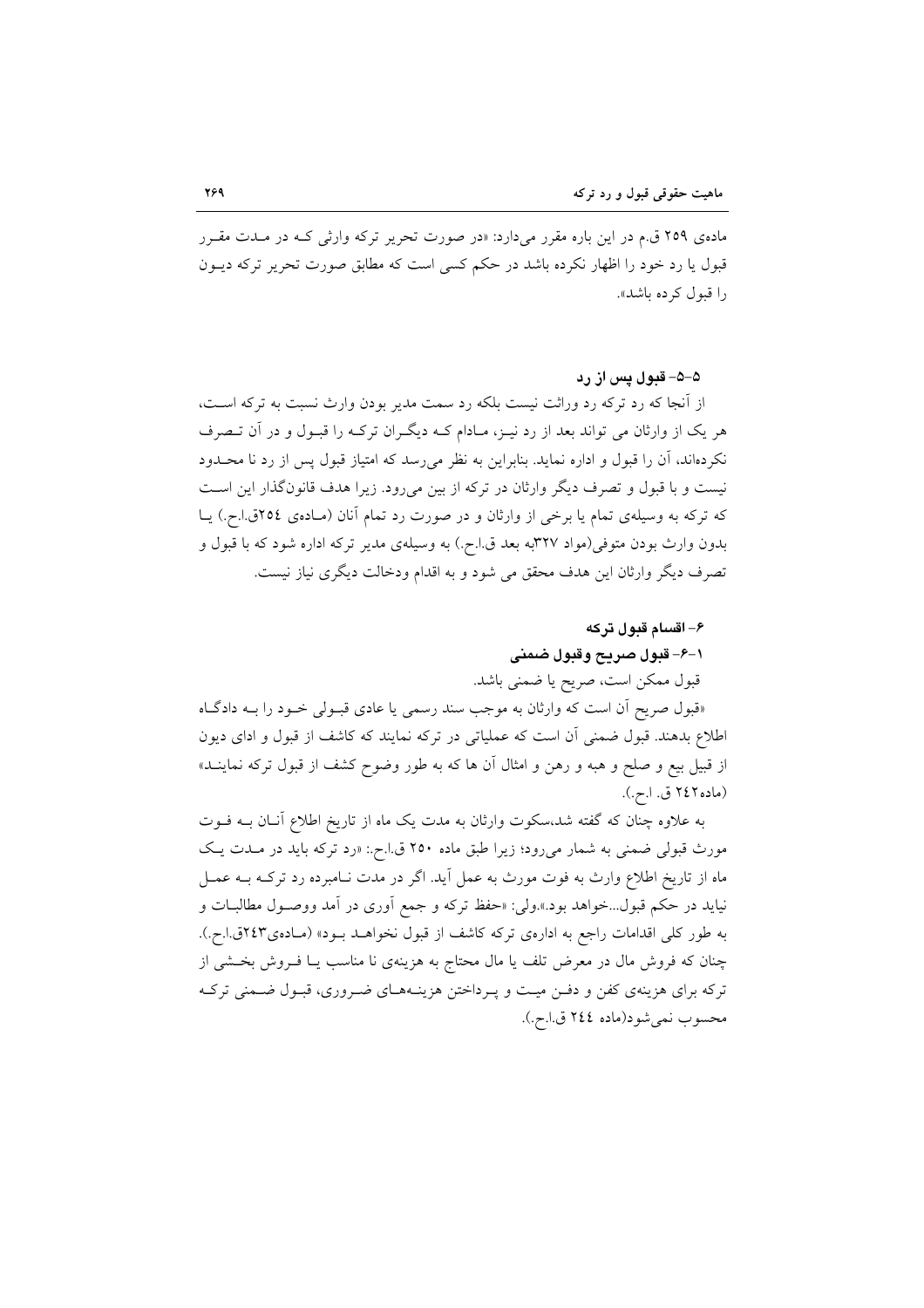ماده‌ی ۲۵۹ ق.م در این باره مقرر می‌دارد: «در صورت تحریر ترکه وارثی کـه در مـدت مقـرر قبول یا رد خود را اظهار نکرده باشد در حکم کسی است که مطابق صورت تحریر ترکه دیـون را قبول کرده باشد».

### ۵-۵- قبول پس از رد

از آنجا که رد ترکه رد وراثت نیست بلکه رد سمت مدیر بودن وارث نسبت به ترکه اسـت، هر یک از وارثان می تواند بعد از رد نیـز، مـادام کـه دیگـران ترکـه را قبـول و در آن تـصرف نکرده‌اند، آن را قبول و اداره نماید. بنابراین به نظر می‌رسد که امتیاز قبول پس از رد نا محـدود نیست و با قبول و تصرف دیگر وارثان در ترکه از بین می‌رود. زیرا هدف قانون‌گذار این اسـت که ترکه به وسیله‌ی تمام یا برخی از وارثان و در صورت رد تمام آنان (مـاده‌ی ۲۵٤ق.ا.ح.) یـا بدون وارث بودن متوفی(مواد ۳۲۷به بعد ق.ا.ح.) به وسیله‌ی مدیر ترکه اداره شود که با قبول و تصرف دیگر وارثان این هدف محقق می شود و به اقدام ودخالت دیگری نیاز نیست.

### ۶- اقسام قبول ترکه

#### ۱-۶- قبول صریح وقبول ضمنی

قبول ممکن است، صریح یا ضمنی باشد.

«قبول صریح آن است که وارثان به موجب سند رسمی یا عادی قبـولی خـود را بـه دادگـاه اطلاع بدهند. قبول ضمنی آن است که عملیاتی در ترکه نمایند که کاشف از قبول و ادای دیون از قبیل بیع و صلح و هبه و رهن و امثال آن ها که به طور وضوح کشف از قبول ترکه نماینـد» (ماده۲٤۲ ق. ا.ح.).

به علاوه چنان که گفته شد،سکوت وارثان به مدت یک ماه از تاریخ اطلاع آنـان بـه فـوت مورث قبولی ضمنی به شمار می‌رود؛ زیرا طبق ماده ۲۵۰ ق.ا.ح.: «رد ترکه باید در مـدت یـک ماه از تاریخ اطلاع وارث به فوت مورث به عمل آید. اگر در مدت نـامبرده رد ترکـه بـه عمـل نیاید در حکم قبول...خواهد بود.».ولی: «حفظ ترکه و جمع آوری در آمد ووصـول مطالبـات و به طور کلی اقدامات راجع به اداره‌ی ترکه کاشف از قبول نخواهـد بـود» (مـاده‌ی۲٤۳ق.ا.ح.). چنان که فروش مال در معرض تلف یا مال محتاج به هزینه‌ی نا مناسب یـا فـروش بخـشی از ترکه برای هزینه‌ی کفن و دفـن میـت و پـرداختن هزینـه‌هـای ضـروری، قبـول ضـمنی ترکـه محسوب نمی‌شود(ماده ۲٤٤ ق.ا.ح.).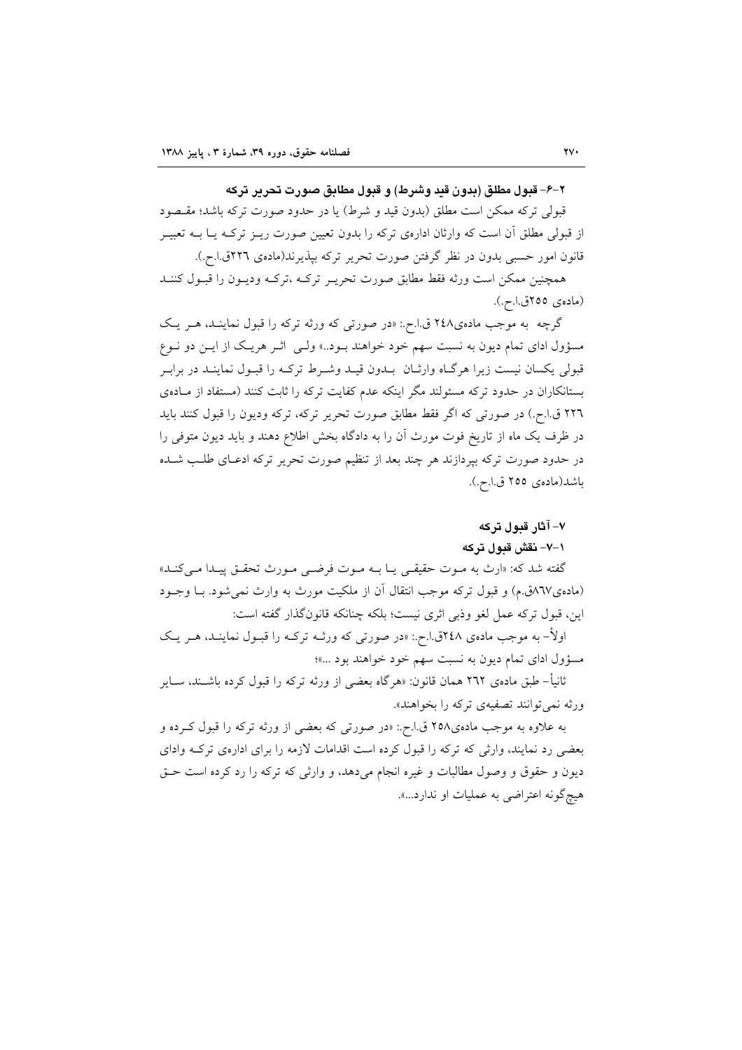### ۲-۶- قبول مطلق (بدون قید وشرط) و قبول مطابق صورت تحریر ترکه

قبولی ترکه ممکن است مطلق (بدون قید و شرط) یا در حدود صورت ترکه باشد؛ مقصود از قبولی مطلق آن است که وارثان اداره‌ی ترکه را بدون تعیین صورت ریز ترکه یا به تعبیر قانون امور حسبی بدون در نظر گرفتن صورت تحریر ترکه بپذیرند(ماده‌ی ۲۲۶ق.ا.ح.).

همچنین ممکن است ورثه فقط مطابق صورت تحریر ترکه ،ترکه ودیون را قبول کنند (ماده‌ی ۲۵۵ق.ا.ح.).

گرچه به موجب ماده‌ی۲۴۸ ق.ا.ح.: «در صورتی که ورثه ترکه را قبول نمایند، هر یک مسؤول ادای تمام دیون به نسبت سهم خود خواهند بود..» ولی اثر هریک از این دو نوع قبولی یکسان نیست زیرا هرگاه وارثان بدون قید وشرط ترکه را قبول نمایند در برابر بستانکاران در حدود ترکه مسئولند مگر اینکه عدم کفایت ترکه را ثابت کنند (مستفاد از ماده‌ی ۲۲۶ ق.ا.ح.) در صورتی که اگر فقط مطابق صورت تحریر ترکه، ترکه ودیون را قبول کنند باید در ظرف یک ماه از تاریخ فوت مورث آن را به دادگاه بخش اطلاع دهند و باید دیون متوفی را در حدود صورت ترکه بپردازند هر چند بعد از تنظیم صورت تحریر ترکه ادعای طلب شده باشد(ماده‌ی ۲۵۵ ق.ا.ح.).

## ۷- آثار قبول ترکه

### ۱-۷- نقش قبول ترکه

گفته شد که: «ارث به موت حقیقی یا به موت فرضی مورث تحقق پیدا می‌کند» (ماده‌ی۸۶۷ق.م) و قبول ترکه موجب انتقال آن از ملکیت مورث به وارث نمی‌شود. با وجود این، قبول ترکه عمل لغو وذبی اثری نیست؛ بلکه چنانکه قانونگذار گفته است:

اولاً- به موجب ماده‌ی ۲۴۸ق.ا.ح.: «در صورتی که ورثه ترکه را قبول نمایند، هر یک مسؤول ادای تمام دیون به نسبت سهم خود خواهند بود ...»؛

ثانیاً- طبق ماده‌ی ۲۶۲ همان قانون: «هرگاه بعضی از ورثه ترکه را قبول کرده باشند، سایر ورثه نمی‌توانند تصفیه‌ی ترکه را بخواهند».

به علاوه به موجب ماده‌ی۲۵۸ ق.ا.ح.: «در صورتی که بعضی از ورثه ترکه را قبول کرده و بعضی رد نمایند، وارثی که ترکه را قبول کرده است اقدامات لازمه را برای اداره‌ی ترکه وادای دیون و حقوق و وصول مطالبات و غیره انجام می‌دهد، و وارثی که ترکه را رد کرده است حق هیچ‌گونه اعتراضی به عملیات او ندارد...».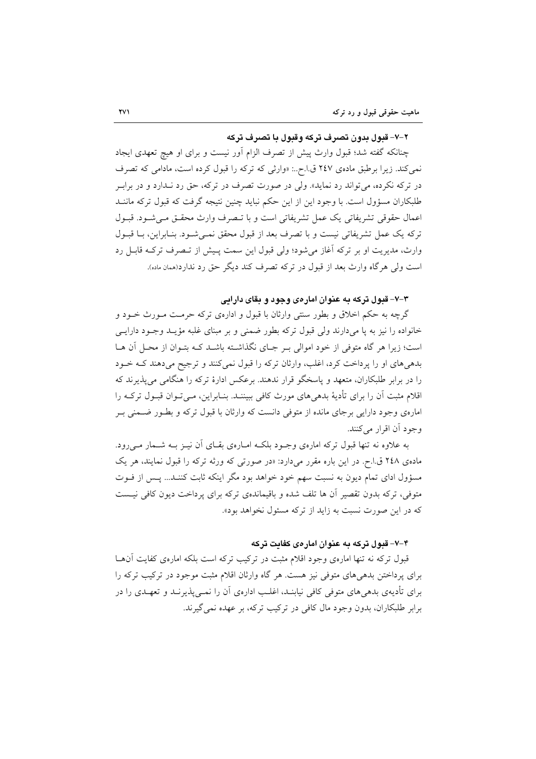### ۲-۷- قبول بدون تصرف ترکه وقبول با تصرف ترکه

چنانکه گفته شد؛ قبول وارث پیش از تصرف الزام آور نیست و برای او هیچ تعهدی ایجاد نمی‌کند. زیرا برطبق ماده‌ی ۲۴۷ ق.ا.ح.: «وارثی که ترکه را قبول کرده است، مادامی که تصرف در ترکه نکرده، می‌تواند رد نماید». ولی در صورت تصرف در ترکه، حق رد نـدارد و در برابـر طلبکاران مسؤول است. با وجود این از این حکم نباید چنین نتیجه گرفت که قبول ترکه ماننـد اعمال حقوقی تشریفاتی یک عمل تشریفاتی است و با تـصرف وارث محقـق مـی‌شـود. قبـول ترکه یک عمل تشریفاتی نیست و با تصرف بعد از قبول محقق نمـی‌شـود. بنـابراین، بـا قبـول وارث، مدیریت او بر ترکه آغاز می‌شود؛ ولی قبول این سمت پـیش از تـصرف ترکـه قابـل رد است ولی هرگاه وارث بعد از قبول در ترکه تصرف کند دیگر حق رد ندارد(همان ماده).

### ۳-۷- قبول ترکه به عنوان اماره‌ی وجود و بقای دارایی

گرچه به حکم اخلاق و بطور سنتی وارثان با قبول و اداره‌ی ترکه حرمـت مـورث خـود و خانواده را نیز به پا می‌دارند ولی قبول ترکه بطور ضمنی و بر مبنای غلبه مؤیـد وجـود دارایـی است؛ زیرا هر گاه متوفی از خود اموالی بـر جـای نگذاشـته باشـد کـه بتـوان از محـل آن هـا بدهی‌های او را پرداخت کرد، اغلب، وارثان ترکه را قبول نمی‌کنند و ترجیح می‌دهند کـه خـود را در برابر طلبکاران، متعهد و پاسخگو قرار ندهند. برعکس ادارهٔ ترکه را هنگامی می‌پذیرند که اقلام مثبت آن را برای تأدیهٔ بدهی‌های مورث کافی ببیننـد. بنـابراین، مـی‌تـوان قبـول ترکـه را اماره‌ی وجود دارایی برجای مانده از متوفی دانست که وارثان با قبول ترکه و بطـور ضـمنی بـر وجود آن اقرار می‌کنند.

به علاوه نه تنها قبول ترکه اماره‌ی وجـود بلکـه امـاره‌ی بقـای آن نیـز بـه شـمار مـی‌رود. ماده‌ی ۲۴۸ ق.ا.ح. در این باره مقرر می‌دارد: «در صورتی که ورثه ترکه را قبول نمایند، هر یک مسؤول ادای تمام دیون به نسبت سهم خود خواهد بود مگر اینکه ثابت کننـد... پـس از فـوت متوفی، ترکه بدون تقصیر آن ها تلف شده و باقیمانده‌ی ترکه برای پرداخت دیون کافی نیـست که در این صورت نسبت به زاید از ترکه مسئول نخواهد بود».

### ۴-۷- قبول ترکه به عنوان اماره‌ی کفایت ترکه

قبول ترکه نه تنها اماره‌ی وجود اقلام مثبت در ترکیب ترکه است بلکه اماره‌ی کفایت آن‌هـا برای پرداختن بدهی‌های متوفی نیز هست. هر گاه وارثان اقلام مثبت موجود در ترکیب ترکه را برای تأدیه‌ی بدهی‌های متوفی کافی نیابنـد، اغلـب اداره‌ی آن را نمـی‌پذیرنـد و تعهـدی را در برابر طلبکاران، بدون وجود مال کافی در ترکیب ترکه، بر عهده نمی‌گیرند.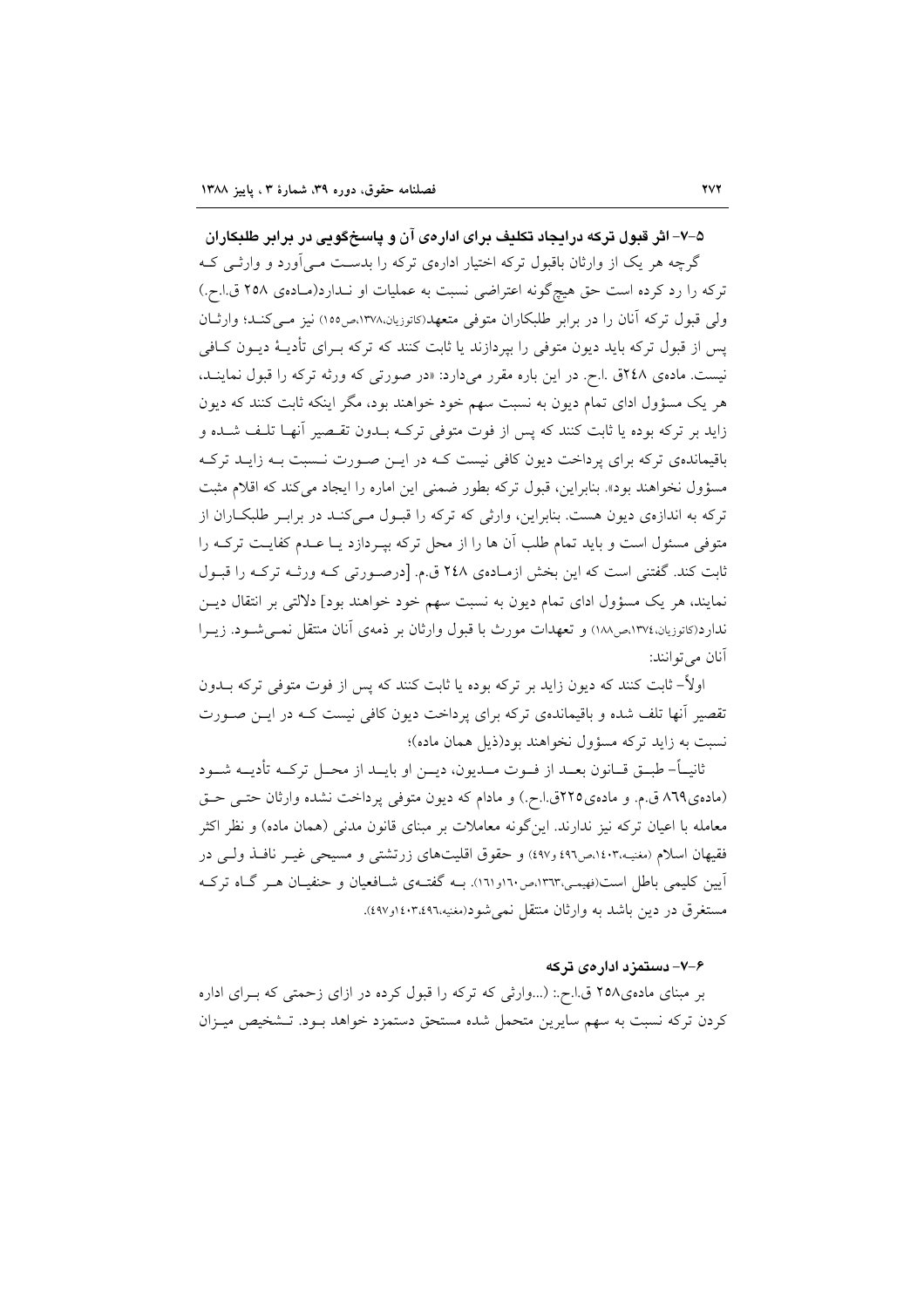### ۵-۷- اثر قبول ترکه درایجاد تکلیف برای اداره‌ی آن و پاسخ‌گویی در برابر طلبکاران

گرچه هر یک از وارثان باقبول ترکه اختیار اداره‌ی ترکه را بدست می‌آورد و وارثی که ترکه را رد کرده است حق هیچ‌گونه اعتراضی نسبت به عملیات او ندارد(ماده‌ی ۲۵۸ ق.ا.ح.) ولی قبول ترکه آنان را در برابر طلبکاران متوفی متعهد(کاتوزیان،۱۳۷۸،ص۱۵۵) نیز می‌کند؛ وارثان پس از قبول ترکه باید دیون متوفی را بپردازند یا ثابت کنند که ترکه برای تأدیهٔ دیون کافی نیست. ماده‌ی ۲۴۸ق .ا.ح. در این باره مقرر می‌دارد: «در صورتی که ورثه ترکه را قبول نمایند، هر یک مسؤول ادای تمام دیون به نسبت سهم خود خواهند بود، مگر اینکه ثابت کنند که دیون زاید بر ترکه بوده یا ثابت کنند که پس از فوت متوفی ترکه بدون تقصیر آنها تلف شده و باقیمانده‌ی ترکه برای پرداخت دیون کافی نیست که در این صورت نسبت به زاید ترکه مسؤول نخواهند بود». بنابراین، قبول ترکه بطور ضمنی این اماره را ایجاد می‌کند که اقلام مثبت ترکه به اندازه‌ی دیون هست. بنابراین، وارثی که ترکه را قبول می‌کند در برابر طلبکاران از متوفی مسئول است و باید تمام طلب آن ها را از محل ترکه بپردازد یا عدم کفایت ترکه را ثابت کند. گفتنی است که این بخش ازماده‌ی ۲۴۸ ق.م. [درصورتی که ورثه ترکه را قبول نمایند، هر یک مسؤول ادای تمام دیون به نسبت سهم خود خواهند بود] دلالتی بر انتقال دین ندارد(کاتوزیان،۱۳۷٤،ص۱۸۸) و تعهدات مورث با قبول وارثان بر ذمه‌ی آنان منتقل نمی‌شود. زیرا آنان می‌توانند:

اولاً- ثابت کنند که دیون زاید بر ترکه بوده یا ثابت کنند که پس از فوت متوفی ترکه بدون تقصیر آنها تلف شده و باقیمانده‌ی ترکه برای پرداخت دیون کافی نیست که در این صورت نسبت به زاید ترکه مسؤول نخواهند بود(ذیل همان ماده)؛

ثانیاً- طبق قانون بعد از فوت مدیون، دین او باید از محل ترکه تأدیه شود (ماده‌ی۸۶۹ ق.م. و ماده‌ی۲۲۵ق.ا.ح.) و مادام که دیون متوفی پرداخت نشده وارثان حتی حق معامله با اعیان ترکه نیز ندارند. این‌گونه معاملات بر مبنای قانون مدنی (همان ماده) و نظر اکثر فقیهان اسلام (مغنیه،۱٤۰۳،ص٤۹٦ و٤۹۷) و حقوق اقلیت‌های زرتشتی و مسیحی غیر نافذ ولی در آیین کلیمی باطل است(فهیمی،۱۳٦۳،ص۱٦۰و۱٦۱). به گفته‌ی شافعیان و حنفیان هر گاه ترکه مستغرق در دین باشد به وارثان منتقل نمی‌شود(مغنیه،۱٤۰۳،٤۹٦و٤۹۷).

### ۶-۷- دستمزد اداره‌ی ترکه

بر مبنای ماده‌ی۲۵۸ ق.ا.ح.: (...وارثی که ترکه را قبول کرده در ازای زحمتی که برای اداره کردن ترکه نسبت به سهم سایرین متحمل شده مستحق دستمزد خواهد بود. تشخیص میزان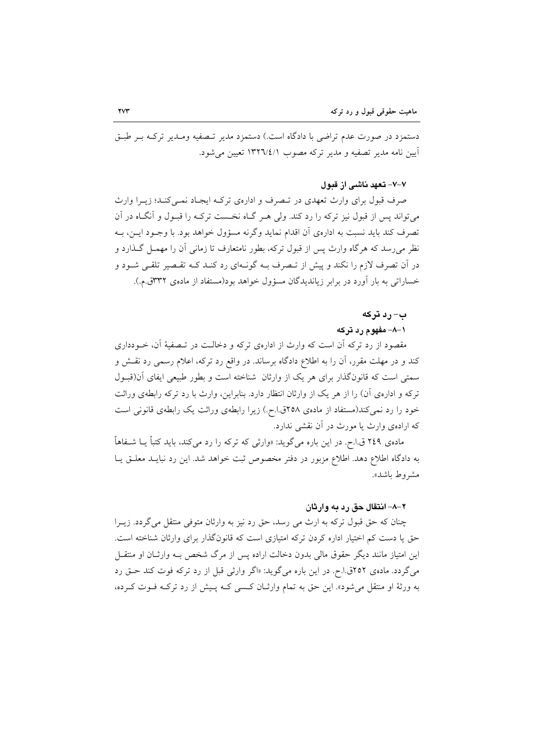دستمزد در صورت عدم تراضی با دادگاه است.) دستمزد مدیر تـصفیه ومـدیر ترکـه بـر طبـق آیین نامه مدیر تصفیه و مدیر ترکه مصوب ۱۳۲۶/۴/۱ تعیین می‌شود.

#### ۷-۷- تعهد ناشی از قبول

صرف قبول برای وارث تعهدی در تـصرف و اداره‌ی ترکـه ایجـاد نمـی‌کنـد؛ زیـرا وارث می‌تواند پس از قبول نیز ترکه را رد کند. ولی هـر گـاه نخـست ترکـه را قبـول و آنگـاه در آن تصرف کند باید نسبت به اداره‌ی آن اقدام نماید وگرنه مسؤول خواهد بود. با وجـود ایـن، بـه نظر می‌رسد که هرگاه وارث پس از قبول ترکه، بطور نامتعارف تا زمانی آن را مهمـل گـذارد و در آن تصرف لازم را نکند و پیش از تـصرف بـه گونـه‌ای رد کنـد کـه تقـصیر تلقـی شـود و خساراتی به بار آورد در برابر زیاندیدگان مسؤول خواهد بود(مستفاد از ماده‌ی ۳۳۲ق.م.).

### ب- رد ترکه

#### ۱-۸- مفهوم رد ترکه

مقصود از رد ترکه آن است که وارث از اداره‌ی ترکه و دخالـت در تـصفیهٔ آن، خـودداری کند و در مهلت مقرر، آن را به اطلاع دادگاه برساند. در واقع رد ترکه، اعلام رسمی رد نقـش و سمتی است که قانون‌گذار برای هر یک از وارثان شناخته است و بطور طبیعی ایفای آن(قبـول ترکه و اداره‌ی آن) را از هر یک از وارثان انتظار دارد. بنابراین، وارث با رد ترکه رابطه‌ی وراثت خود را رد نمی‌کند(مستفاد از ماده‌ی ۲۵۸ق.ا.ح.) زیرا رابطه‌ی وراثت یک رابطه‌ی قانونی است که اراده‌ی وارث یا مورث در آن نقشی ندارد.

ماده‌ی ۲۴۹ ق.ا.ح. در این باره می‌گوید: «وارثی که ترکه را رد می‌کند، باید کتباً یـا شـفاهاً به دادگاه اطلاع دهد. اطلاع مزبور در دفتر مخصوص ثبت خواهد شد. این رد نبایـد معلـق یـا مشروط باشد».

#### ۲-۸- انتقال حق رد به وارثان

چنان که حق قبول ترکه به ارث می رسد، حق رد نیز به وارثان متوفی منتقل می‌گردد. زیـرا حق یا دست کم اختیار اداره کردن ترکه امتیازی است که قانون‌گذار برای وارثان شناخته است. این امتیاز مانند دیگر حقوق مالی بدون دخالت اراده پس از مرگ شخص بـه وارثـان او منتقـل می‌گردد. ماده‌ی ۲۵۲ق.ا.ح. در این باره می‌گوید: «اگر وارثی قبل از رد ترکه فوت کند حـق رد به ورثهٔ او منتقل می‌شود». این حق به تمام وارثـان کـسی کـه پـیش از رد ترکـه فـوت کـرده،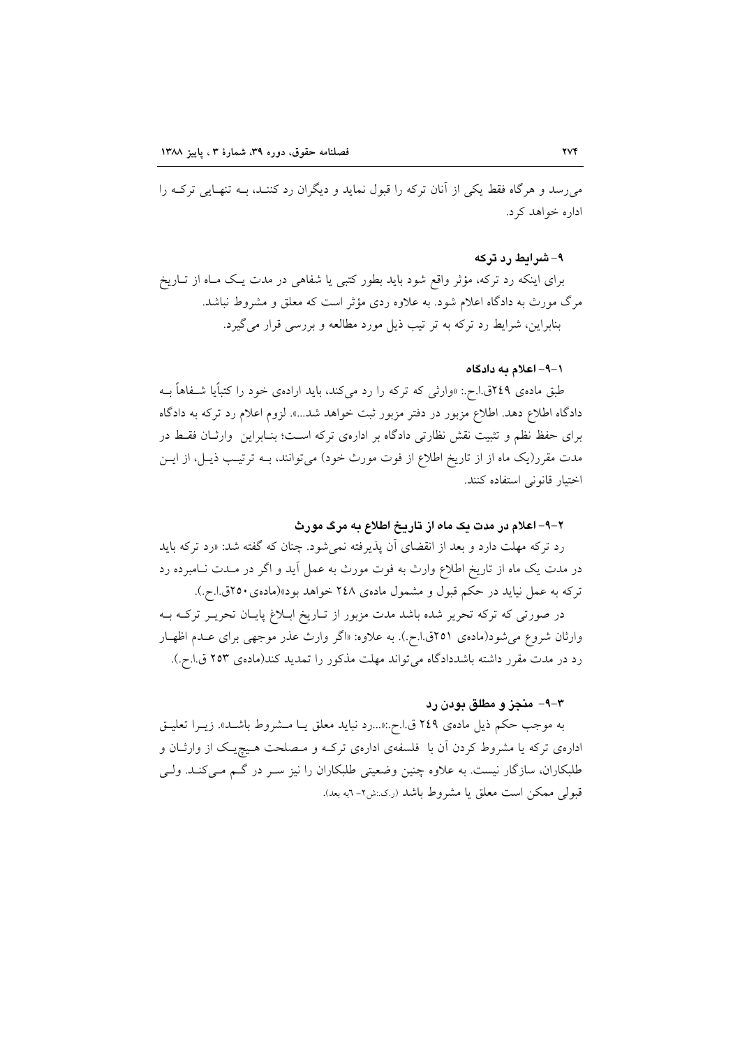می‌رسد و هرگاه فقط یکی از آنان ترکه را قبول نماید و دیگران رد کنند، بـه تنهـایی ترکـه را اداره خواهد کرد.

### ۹- شرایط رد ترکه

برای اینکه رد ترکه، مؤثر واقع شود باید بطور کتبی یا شفاهی در مدت یـک مـاه از تـاریخ مرگ مورث به دادگاه اعلام شود. به علاوه ردی مؤثر است که معلق و مشروط نباشد.

بنابراین، شرایط رد ترکه به تر تیب ذیل مورد مطالعه و بررسی قرار می‌گیرد.

#### ۱-۹- اعلام به دادگاه

طبق ماده‌ی ۲۴۹ق.ا.ح.: «وارثی که ترکه را رد می‌کند، باید اراده‌ی خود را کتبأیا شـفاهاً بـه دادگاه اطلاع دهد. اطلاع مزبور در دفتر مزبور ثبت خواهد شد...». لزوم اعلام رد ترکه به دادگاه برای حفظ نظم و تثبیت نقش نظارتی دادگاه بر اداره‌ی ترکه اسـت؛ بنـابراین وارثـان فقـط در مدت مقرر(یک ماه از از تاریخ اطلاع از فوت مورث خود) می‌توانند، بـه ترتیـب ذیـل، از ایـن اختیار قانونی استفاده کنند.

#### ۲-۹- اعلام در مدت یک ماه از تاریخ اطلاع به مرگ مورث

رد ترکه مهلت دارد و بعد از انقضای آن پذیرفته نمی‌شود. چنان که گفته شد: «رد ترکه باید در مدت یک ماه از تاریخ اطلاع وارث به فوت مورث به عمل آید و اگر در مـدت نـامبرده رد ترکه به عمل نیاید در حکم قبول و مشمول ماده‌ی ۲۴۸ خواهد بود»(ماده‌ی ۲۵۰ق.ا.ح.).

در صورتی که ترکه تحریر شده باشد مدت مزبور از تـاریخ ابـلاغ پایـان تحریـر ترکـه بـه وارثان شروع می‌شود(ماده‌ی ۲۵۱ق.ا.ح.). به علاوه: «اگر وارث عذر موجهی برای عـدم اظهـار رد در مدت مقرر داشته باشددادگاه می‌تواند مهلت مذکور را تمدید کند(ماده‌ی ۲۵۳ ق.ا.ح.).

#### ۳-۹- منجز و مطلق بودن رد

به موجب حکم ذیل ماده‌ی ۲۴۹ ق.ا.ح.:«...رد نباید معلق یـا مـشروط باشـد». زیـرا تعلیـق اداره‌ی ترکه یا مشروط کردن آن با فلسفه‌ی اداره‌ی ترکـه و مـصلحت هـیچ‌یـک از وارثـان و طلبکاران، سازگار نیست. به علاوه چنین وضعیتی طلبکاران را نیز سـر در گـم مـی‌کنـد. ولـی قبولی ممکن است معلق یا مشروط باشد (ر.ک.:ش۲- ۶به بعد).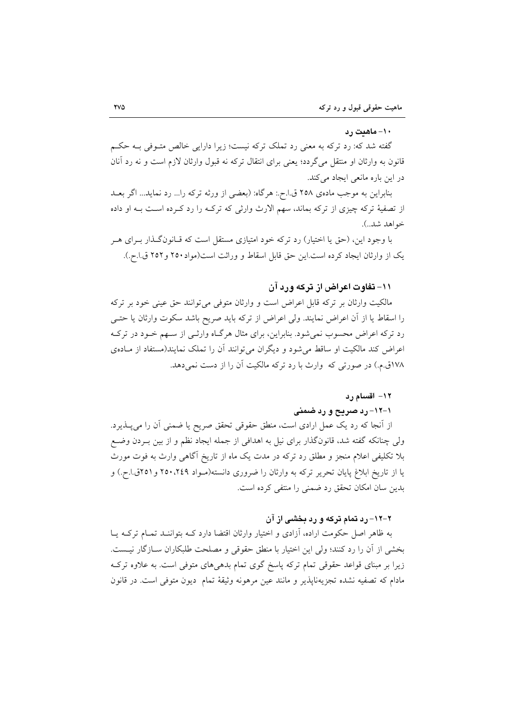### ۱۰- ماهیت رد

گفته شد که: رد ترکه به معنی رد تملک ترکه نیست؛ زیرا دارایی خالص متوفی به حکم قانون به وارثان او منتقل می‌گردد؛ یعنی برای انتقال ترکه نه قبول وارثان لازم است و نه رد آنان در این باره مانعی ایجاد می‌کند.

بنابراین به موجب ماده‌ی ۲۵۸ ق.ا.ح.: هرگاه: (بعضی از ورثه ترکه را... رد نماید... اگر بعد از تصفیهٔ ترکه چیزی از ترکه بماند، سهم الارث وارثی که ترکه را رد کرده است به او داده خواهد شد..).

با وجود این، (حق یا اختیار) رد ترکه خود امتیازی مستقل است که قانون‌گذار برای هر یک از وارثان ایجاد کرده است.این حق قابل اسقاط و وراثت است(مواد۲۵۰ و۲۵۲ ق.ا.ح.).

### ۱۱- تفاوت اعراض از ترکه ورد آن

مالکیت وارثان بر ترکه قابل اعراض است و وارثان متوفی می‌توانند حق عینی خود بر ترکه را اسقاط یا از آن اعراض نمایند. ولی اعراض از ترکه باید صریح باشد سکوت وارثان یا حتی رد ترکه اعراض محسوب نمی‌شود. بنابراین، برای مثال هرگاه وارثی از سهم خود در ترکه اعراض کند مالکیت او ساقط می‌شود و دیگران می‌توانند آن را تملک نمایند(مستفاد از ماده‌ی ۱۷۸ق.م.) در صورتی که وارث با رد ترکه مالکیت آن را از دست نمی‌دهد.

### ۱۲- اقسام رد

#### ۱-۱۲- رد صریح و رد ضمنی

از آنجا که رد یک عمل ارادی است، منطق حقوقی تحقق صریح یا ضمنی آن را می‌پذیرد. ولی چنانکه گفته شد، قانون‌گذار برای نیل به اهدافی از جمله ایجاد نظم و از بین بردن وضع بلا تکلیفی اعلام منجز و مطلق رد ترکه در مدت یک ماه از تاریخ آگاهی وارث به فوت مورث یا از تاریخ ابلاغ پایان تحریر ترکه به وارثان را ضروری دانسته(مواد ۲۵۰،۲۴۹ و۲۵۱ق.ا.ح.) و بدین سان امکان تحقق رد ضمنی را منتفی کرده است.

#### ۲-۱۲- رد تمام ترکه و رد بخشی از آن

به ظاهر اصل حکومت اراده، آزادی و اختیار وارثان اقتضا دارد که بتوانند تمام ترکه یا بخشی از آن را رد کنند؛ ولی این اختیار با منطق حقوقی و مصلحت طلبکاران سازگار نیست. زیرا بر مبنای قواعد حقوقی تمام ترکه پاسخ گوی تمام بدهی‌های متوفی است. به علاوه ترکه مادام که تصفیه نشده تجزیه‌ناپذیر و مانند عین مرهونه وثیقهٔ تمام دیون متوفی است. در قانون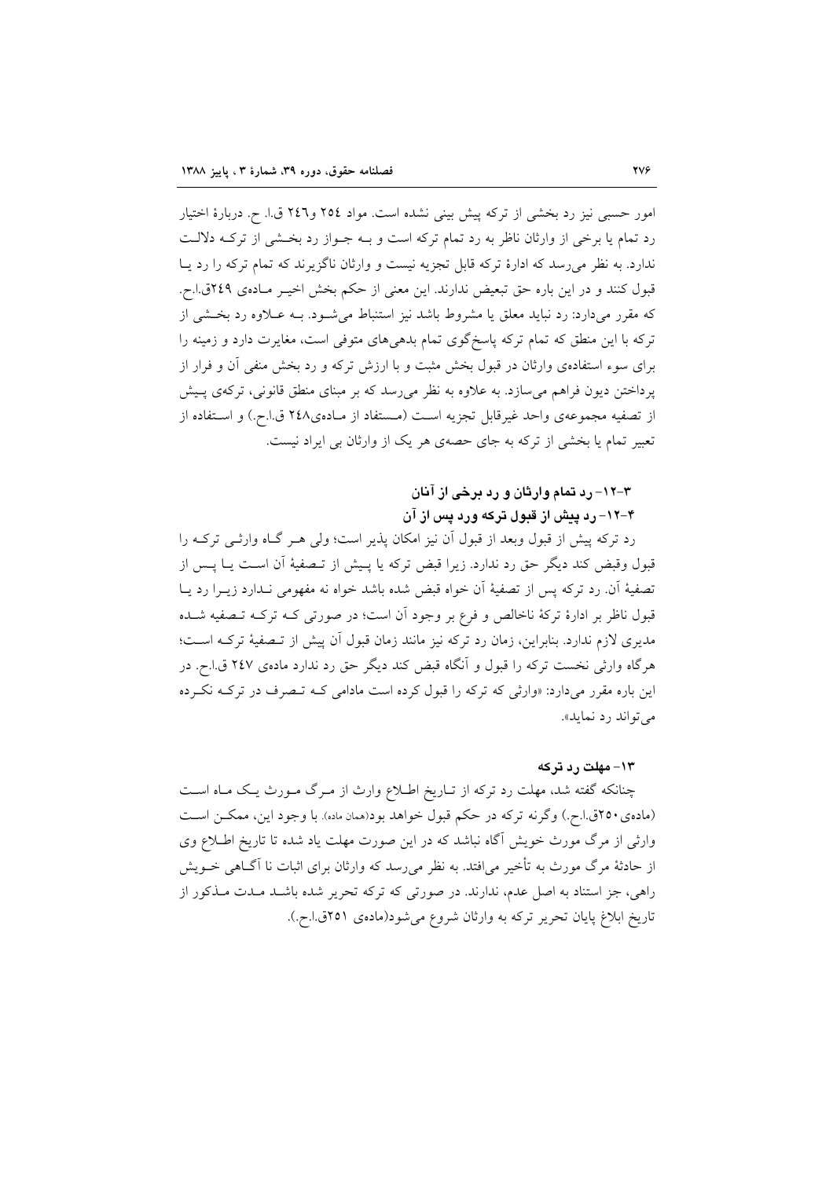امور حسبی نیز رد بخشی از ترکه پیش بینی نشده است. مواد ۲۵٤ و۲٤٦ ق.ا. ح. دربارهٔ اختیار رد تمام یا برخی از وارثان ناظر به رد تمام ترکه است و بـه جـواز رد بخـشی از ترکـه دلالـت ندارد. به نظر می‌رسد که ادارهٔ ترکه قابل تجزیه نیست و وارثان ناگزیرند که تمام ترکه را رد یـا قبول کنند و در این باره حق تبعیض ندارند. این معنی از حکم بخش اخیـر مـادهٔی ۲٤۹ق.ا.ح. که مقرر می‌دارد: رد نباید معلق یا مشروط باشد نیز استنباط می‌شـود. بـه عـلاوه رد بخـشی از ترکه با این منطق که تمام ترکه پاسخ‌گوی تمام بدهی‌های متوفی است، مغایرت دارد و زمینه را برای سوء استفادهٔی وارثان در قبول بخش مثبت و با ارزش ترکه و رد بخش منفی آن و فرار از پرداختن دیون فراهم می‌سازد. به علاوه به نظر می‌رسد که بر مبنای منطق قانونی، ترکه‌ی پـیش از تصفیه مجموعه‌ی واحد غیرقابل تجزیه اسـت (مـستفاد از مـادهٔی۲٤۸ ق.ا.ح.) و اسـتفاده از تعبیر تمام یا بخشی از ترکه به جای حصه‌ی هر یک از وارثان بی ایراد نیست.

### ۳-۱۲- رد تمام وارثان و رد برخی از آنان

### ۴-۱۲- رد پیش از قبول ترکه ورد پس از آن

رد ترکه پیش از قبول وبعد از قبول آن نیز امکان پذیر است؛ ولی هـر گـاه وارثـی ترکـه را قبول وقبض کند دیگر حق رد ندارد. زیرا قبض ترکه یا پـیش از تـصفیهٔ آن اسـت یـا پـس از تصفیهٔ آن. رد ترکه پس از تصفیهٔ آن خواه قبض شده باشد خواه نه مفهومی نـدارد زیـرا رد یـا قبول ناظر بر ادارهٔ ترکهٔ ناخالص و فرع بر وجود آن است؛ در صورتی کـه ترکـه تـصفیه شـده مدیری لازم ندارد. بنابراین، زمان رد ترکه نیز مانند زمان قبول آن پیش از تـصفیهٔ ترکـه اسـت؛ هرگاه وارثی نخست ترکه را قبول و آنگاه قبض کند دیگر حق رد ندارد مادهٔی ۲٤۷ ق.ا.ح. در این باره مقرر می‌دارد: «وارثی که ترکه را قبول کرده است مادامی کـه تـصرف در ترکـه نکـرده می‌تواند رد نماید».

## ۱۳- مهلت رد ترکه

چنانکه گفته شد، مهلت رد ترکه از تـاریخ اطـلاع وارث از مـرگ مـورث یـک مـاه اسـت (مادهٔی۲۵۰ق.ا.ح.) وگرنه ترکه در حکم قبول خواهد بود(همان ماده). با وجود این، ممکـن اسـت وارثی از مرگ مورث خویش آگاه نباشد که در این صورت مهلت یاد شده تا تاریخ اطـلاع وی از حادثهٔ مرگ مورث به تأخیر می‌افتد. به نظر می‌رسد که وارثان برای اثبات نا آگـاهی خـویش راهی، جز استناد به اصل عدم، ندارند. در صورتی که ترکه تحریر شده باشـد مـدت مـذکور از تاریخ ابلاغ پایان تحریر ترکه به وارثان شروع می‌شود(مادهٔی ۲۵۱ق.ا.ح.).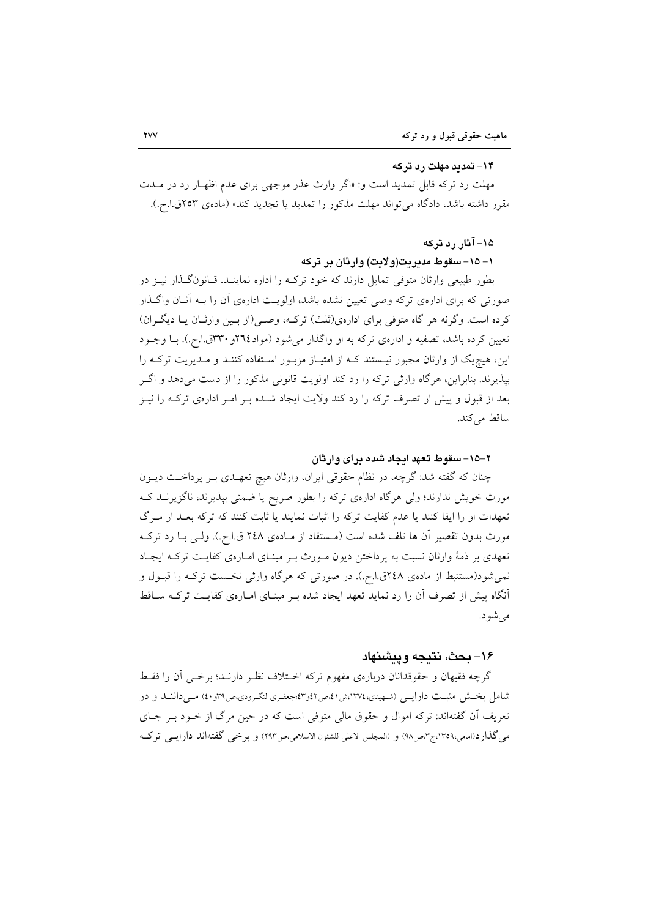### ۱۴- تمدید مهلت رد ترکه

مهلت رد ترکه قابل تمدید است و: «اگر وارث عذر موجهی برای عدم اظهـار رد در مـدت مقرر داشته باشد، دادگاه می‌تواند مهلت مذکور را تمدید یا تجدید کند» (ماده‌ی ۲۵۳ق.ا.ح.).

### ۱۵- آثار رد ترکه

#### ۱- ۱۵- سقوط مدیریت(ولایت) وارثان بر ترکه

بطور طبیعی وارثان متوفی تمایل دارند که خود ترکـه را اداره نماینـد. قـانون‌گـذار نیـز در صورتی که برای اداره‌ی ترکه وصی تعیین نشده باشد، اولویـت اداره‌ی آن را بـه آنـان واگـذار کرده است. وگرنه هر گاه متوفی برای اداره‌ی(ثلث) ترکـه، وصـی(از بـین وارثـان یـا دیگـران) تعیین کرده باشد، تصفیه و اداره‌ی ترکه به او واگذار می‌شود (مواد۲٦٤و ۳۳۰ق.ا.ح.). بـا وجـود این، هیچ‌یک از وارثان مجبور نیـستند کـه از امتیـاز مزبـور اسـتفاده کننـد و مـدیریت ترکـه را بپذیرند. بنابراین، هرگاه وارثی ترکه را رد کند اولویت قانونی مذکور را از دست می‌دهد و اگـر بعد از قبول و پیش از تصرف ترکه را رد کند ولایت ایجاد شـده بـر امـر اداره‌ی ترکـه را نیـز ساقط می‌کند.

#### ۲-۱۵- سقوط تعهد ایجاد شده برای وارثان

چنان که گفته شد: گرچه، در نظام حقوقی ایران، وارثان هیچ تعهـدی بـر پرداخـت دیـون مورث خویش ندارند؛ ولی هرگاه اداره‌ی ترکه را بطور صریح یا ضمنی بپذیرند، ناگزیرنـد کـه تعهدات او را ایفا کنند یا عدم کفایت ترکه را اثبات نمایند یا ثابت کنند که ترکه بعـد از مـرگ مورث بدون تقصیر آن ها تلف شده است (مـستفاد از مـاده‌ی ۲٤۸ ق.ا.ح.). ولـی بـا رد ترکـه تعهدی بر ذمهٔ وارثان نسبت به پرداختن دیون مـورث بـر مبنـای امـاره‌ی کفایـت ترکـه ایجـاد نمی‌شود(مستنبط از ماده‌ی ۲٤۸ق.ا.ح.). در صورتی که هرگاه وارثی نخـست ترکـه را قبـول و آنگاه پیش از تصرف آن را رد نماید تعهد ایجاد شده بـر مبنـای امـاره‌ی کفایـت ترکـه سـاقط می‌شود.

### ۱۶- بحث، نتیجه وپیشنهاد

گرچه فقیهان و حقوقدانان درباره‌ی مفهوم ترکه اخـتلاف نظـر دارنـد؛ برخـی آن را فقـط شامل بخـش مثبـت دارایـی (شـهیدی،۱۳۷٤،ش٤۱،ص٤۲و٤۳؛جعفـری لنگـرودی،ص۳۹و٤۰) مـی‌داننـد و در تعریف آن گفته‌اند: ترکه اموال و حقوق مالی متوفی است که در حین مرگ از خـود بـر جـای می‌گذارد(امامی،۱۳۵۹،ج۳،ص۹۸) و (المجلس الاعلی للشئون الاسلامی،ص۲۹۳) و برخی گفته‌اند دارایـی ترکـه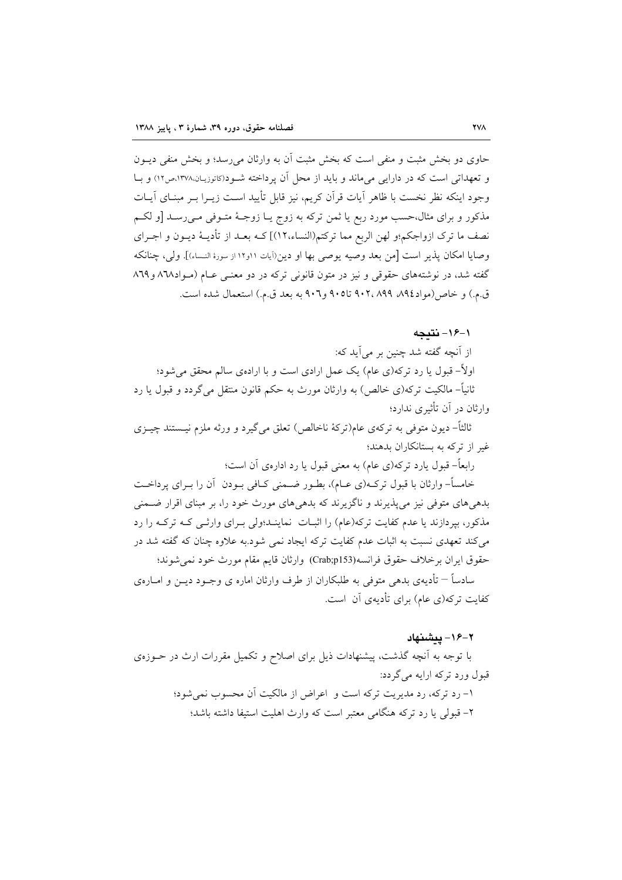حاوی دو بخش مثبت و منفی است که بخش مثبت آن به وارثان می‌رسد؛ و بخش منفی دیون و تعهداتی است که در دارایی می‌ماند و باید از محل آن پرداخته شود(کاتوزیان،۱۳۷۸،ص۱۲) و با وجود اینکه نظر نخست با ظاهر آیات قرآن کریم، نیز قابل تأیید است زیرا بر مبنای آیات مذکور و برای مثال،حسب مورد ربع یا ثمن ترکه به زوج یا زوجهٔ متوفی می‌رسد [و لکم نصف ما ترک ازواجکم؛و لهن الربع مما ترکتم(النساء،۱۲)] که بعد از تأدیهٔ دیون و اجرای وصایا امکان پذیر است [من بعد وصیه یوصی بها او دین(آیات ۱۱و۱۲ از سورهٔ النساء)]. ولی، چنانکه گفته شد، در نوشته‌های حقوقی و نیز در متون قانونی ترکه در دو معنی عام (مواد۸۶۸ و۸۶۹ ق.م.) و خاص(مواد۸۹٤، ۸۹۹ ،۹۰۲ تا۹۰۵ و۹۰٦ به بعد ق.م.) استعمال شده است.

### ۱-۱۶- نتیجه

از آنچه گفته شد چنین بر می‌آید که:

اولاً– قبول یا رد ترکه(ی عام) یک عمل ارادی است و با اراده‌ی سالم محقق می‌شود؛

ثانیاً– مالکیت ترکه(ی خالص) به وارثان مورث به حکم قانون منتقل می‌گردد و قبول یا رد وارثان در آن تأثیری ندارد؛

ثالثاً– دیون متوفی به ترکه‌ی عام(ترکهٔ ناخالص) تعلق می‌گیرد و ورثه ملزم نیستند چیزی غیر از ترکه به بستانکاران بدهند؛

رابعاً– قبول یارد ترکه(ی عام) به معنی قبول یا رد اداره‌ی آن است؛

خامساً– وارثان با قبول ترکه(ی عام)، بطور ضمنی کافی بودن آن را برای پرداخت بدهی‌های متوفی نیز می‌پذیرند و ناگزیرند که بدهی‌های مورث خود را، بر مبنای اقرار ضمنی مذکور، بپردازند یا عدم کفایت ترکه(عام) را اثبات نمایند؛ولی برای وارثی که ترکه را رد می‌کند تعهدی نسبت به اثبات عدم کفایت ترکه ایجاد نمی شود.به علاوه چنان که گفته شد در حقوق ایران برخلاف حقوق فرانسه(Crab;p153) وارثان قایم مقام مورث خود نمی‌شوند؛

سادساً – تأدیه‌ی بدهی متوفی به طلبکاران از طرف وارثان اماره ی وجود دین و اماره‌ی کفایت ترکه(ی عام) برای تأدیه‌ی آن است.

### ۲-۱۶- پیشنهاد

با توجه به آنچه گذشت، پیشنهادات ذیل برای اصلاح و تکمیل مقررات ارث در حوزه‌ی قبول ورد ترکه ارایه می‌گردد:

۱- رد ترکه، رد مدیریت ترکه است و اعراض از مالکیت آن محسوب نمی‌شود؛

۲- قبولی یا رد ترکه هنگامی معتبر است که وارث اهلیت استیفا داشته باشد؛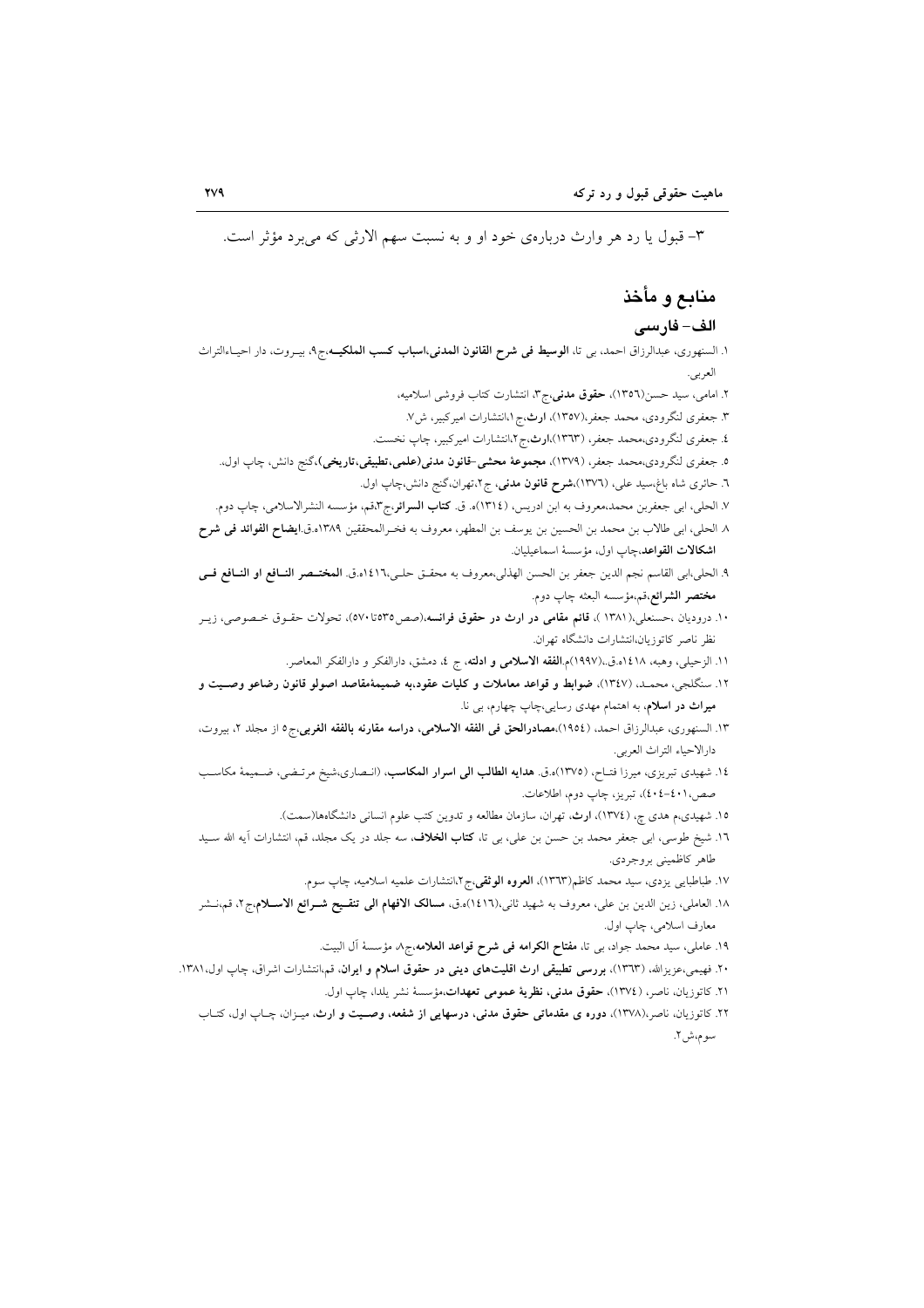۳- قبول یا رد هر وارث دربارهی خود او و به نسبت سهم الارثی که میبرد مؤثر است.

## منابع و مأخذ

### الف- فارسی

۱. السنهوری، عبدالرزاق احمد، بی تا، **الوسیط فی شرح القانون المدنی،اسباب کسب الملکیه**،ج۹، بیروت، دار احیاءالتراث العربی.

۲. امامی، سید حسن(۱۳۵۶)، **حقوق مدنی**،ج۳، انتشارت کتاب فروشی اسلامیه،

۳. جعفری لنگرودی، محمد جعفر،(۱۳۵۷)، **ارث**،ج۱،انتشارات امیرکبیر، ش۷.

۴. جعفری لنگرودی،محمد جعفر، (۱۳۶۳)،**ارث**،ج۲،انتشارات امیرکبیر، چاپ نخست.

۵. جعفری لنگرودی،محمد جعفر، (۱۳۷۹)، **مجموعهٔ محشی-قانون مدنی(علمی،تطبیقی،تاریخی)**،گنج دانش، چاپ اول.

۶. حائری شاه باغ،سید علی، (۱۳۷۶)،**شرح قانون مدنی**، ج۲،تهران،گنج دانش،چاپ اول.

۷. الحلی، ابی جعفربن محمد،معروف به ابن ادریس، (۱۳۱۴)ه. ق. **کتاب السرائر**،ج۳،قم، مؤسسه النشرالاسلامی، چاپ دوم.

۸. الحلی، ابی طالب بن محمد بن الحسین بن یوسف بن المطهر، معروف به فخرالمحققین ۱۳۸۹ه.ق.**ایضاح الفوائد فی شرح اشکالات القواعد**،چاپ اول، مؤسسهٔ اسماعیلیان.

۹. الحلی،ابی القاسم نجم الدین جعفر بن الحسن الهذلی،معروف به محقق حلی،۱۴۱۶ه.ق. **المختصر النافع او النافع فی مختصر الشرائع**،قم،مؤسسه البعثه چاپ دوم.

۱۰. درودیان ،حسنعلی،(۱۳۸۱ )، **قائم مقامی در ارث در حقوق فرانسه**،(صص۵۳۵تا۵۷۰)، تحولات حقوق خصوصی، زیر نظر ناصر کاتوزیان،انتشارات دانشگاه تهران.

۱۱. الزحیلی، وهبه، ۱۴۱۸ه.ق.،(۱۹۹۷)م.**الفقه الاسلامی و ادلته**، ج ۴، دمشق، دارالفکر و دارالفکر المعاصر.

۱۲. سنگلجی، محمد، (۱۳۴۷)، **ضوابط و قواعد معاملات و کلیات عقود،به ضمیمهٔمقاصد اصولو قانون رضاعو وصیت و میراث در اسلام**، به اهتمام مهدی رسایی،چاپ چهارم، بی نا.

۱۳. السنهوری، عبدالرزاق احمد، (۱۹۵۴)،**مصادرالحق فی الفقه الاسلامی، دراسه مقارنه بالفقه الغربی**،ج۵ از مجلد ۲، بیروت، دارالاحیاء التراث العربی.

۱۴. شهیدی تبریزی، میرزا فتاح، (۱۳۷۵)ه.ق. **هدایه الطالب الی اسرار المکاسب**، (انصاری،شیخ مرتضی، ضمیمهٔ مکاسب صص،۴۰۱-۴۰۴)، تبریز، چاپ دوم، اطلاعات.

۱۵. شهیدی،م هدی چ، (۱۳۷۴)، **ارث**، تهران، سازمان مطالعه و تدوین کتب علوم انسانی دانشگاهها(سمت).

۱۶. شیخ طوسی، ابی جعفر محمد بن حسن بن علی، بی تا، **کتاب الخلاف**، سه جلد در یک مجلد، قم، انتشارات آیه الله سید طاهر کاظمینی بروجردی.

۱۷. طباطبایی یزدی، سید محمد کاظم(۱۳۶۳)، **العروه الوثقی**،ج۲،انتشارات علمیه اسلامیه، چاپ سوم.

۱۸. العاملی، زین الدین بن علی، معروف به شهید ثانی،(۱۴۱۶)ه.ق، **مسالک الافهام الی تنقیح شرائع الاسلام**،ج۲، قم،نشر معارف اسلامی، چاپ اول.

۱۹. عاملی، سید محمد جواد، بی تا، **مفتاح الکرامه فی شرح قواعد العلامه**،ج۸، مؤسسهٔ آل البیت.

۲۰. فهیمی،عزیزالله، (۱۳۶۳)، **بررسی تطبیقی ارث اقلیتهای دینی در حقوق اسلام و ایران**، قم،انتشارات اشراق، چاپ اول،۱۳۸۱.

۲۱. کاتوزیان، ناصر، (۱۳۷۴)، **حقوق مدنی، نظریهٔ عمومی تعهدات**،مؤسسهٔ نشر یلدا، چاپ اول.

۲۲. کاتوزیان، ناصر،(۱۳۷۸)، **دوره ی مقدماتی حقوق مدنی، درسهایی از شفعه، وصیت و ارث**، میزان، چاپ اول، کتاب سوم،ش۲.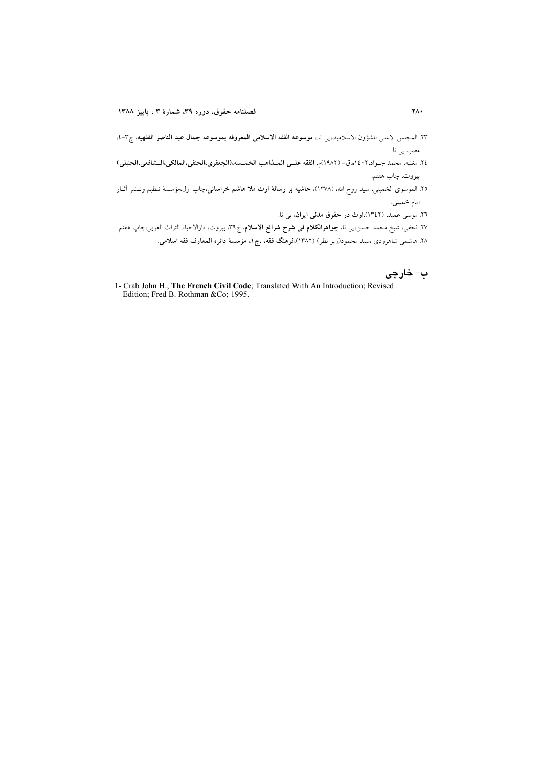۲۳. المجلس الاعلی للشؤون الاسلامیه،بی تا، **موسوعه الفقه الاسلامی المعروفه بموسوعه جمال عبد الناصر الفقهیه**، ج۳-٤، مصر، بی نا.

٢٤. مغنیه، محمد جـواد،١٤٠٢ه.ق- (١٩٨٢)م. **الفقه علـی المـذاهب الخمـسه،(الجعفری،الحنفی،المالکی،الـشافعی،الحنبلی) بیروت**، چاپ هفتم.

٢٥. الموسوی الخمینی، سید روح الله، (١٣٧٨)، **حاشیه بر رسالهٔ ارث ملا هاشم خراسانی**،چاپ اول،مؤسسهٔ تنظیم ونـشر آثـار امام خمینی.

٢٦. موسی عمید، (١٣٤٢)،**ارث در حقوق مدنی ایران**، بی نا.

٢٧. نجفی، شیخ محمد حسن،بی تا، **جواهرالکلام فی شرح شرائع الاسلام**، ج٣٩، بیروت، دارالاحیاء التراث العربی،چاپ هفتم.

٢٨. هاشمی شاهرودی ،سید محمود(زیر نظر) (١٣٨٢)،**فرهنگ فقه، ،ج١، مؤسسهٔ دائره المعارف فقه اسلامی**.

## ب- خارجی

1- Crab John H.; **The French Civil Code**; Translated With An Introduction; Revised Edition; Fred B. Rothman &Co; 1995.